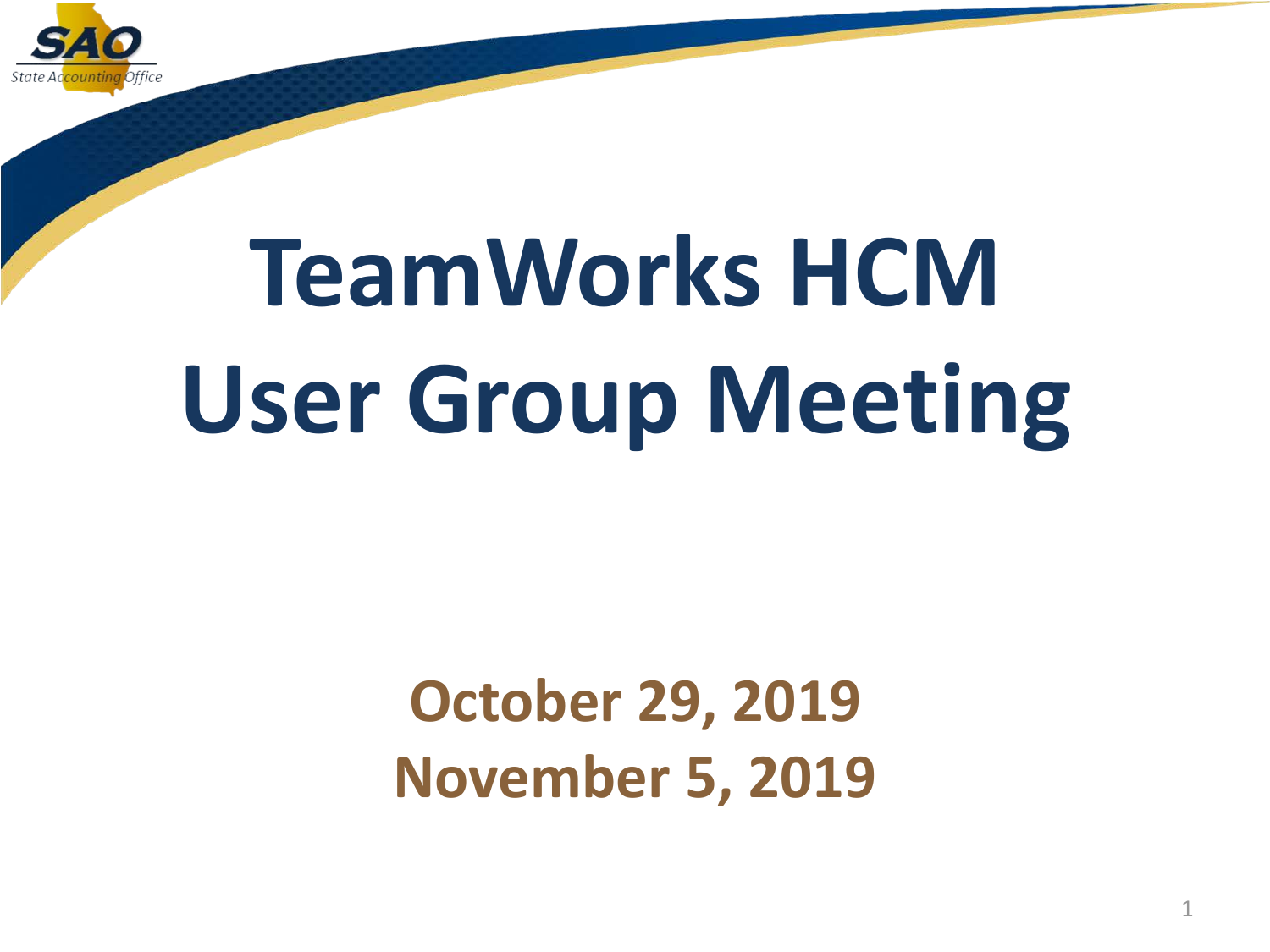SAO
State Accounting Office

# TeamWorks HCM User Group Meeting

**October 29, 2019**
**November 5, 2019**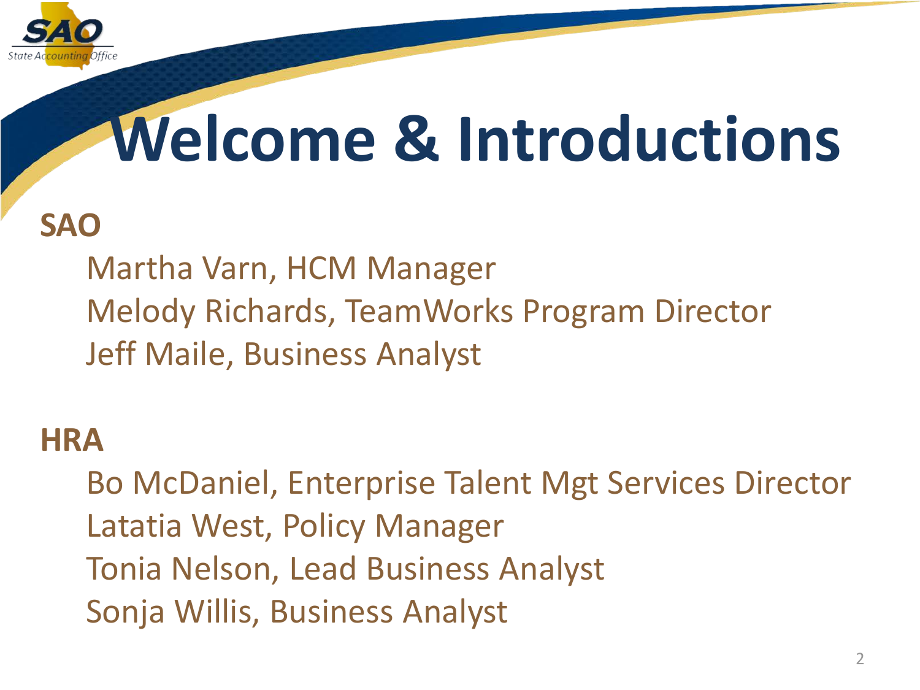# Welcome & Introductions

**SAO**

Martha Varn, HCM Manager
Melody Richards, TeamWorks Program Director
Jeff Maile, Business Analyst

**HRA**

Bo McDaniel, Enterprise Talent Mgt Services Director
Latatia West, Policy Manager
Tonia Nelson, Lead Business Analyst
Sonja Willis, Business Analyst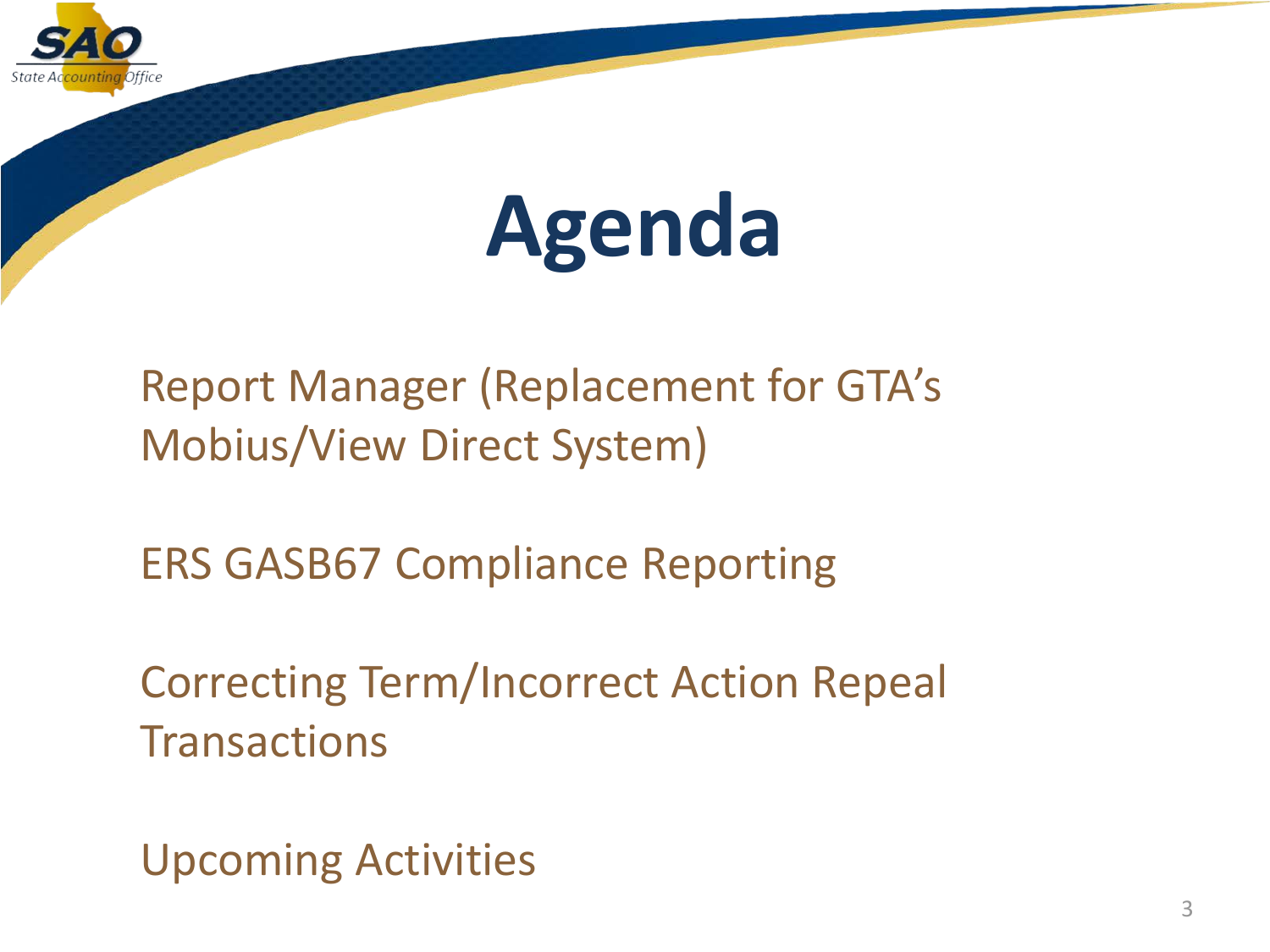# Agenda

Report Manager (Replacement for GTA's Mobius/View Direct System)

ERS GASB67 Compliance Reporting

Correcting Term/Incorrect Action Repeal Transactions

Upcoming Activities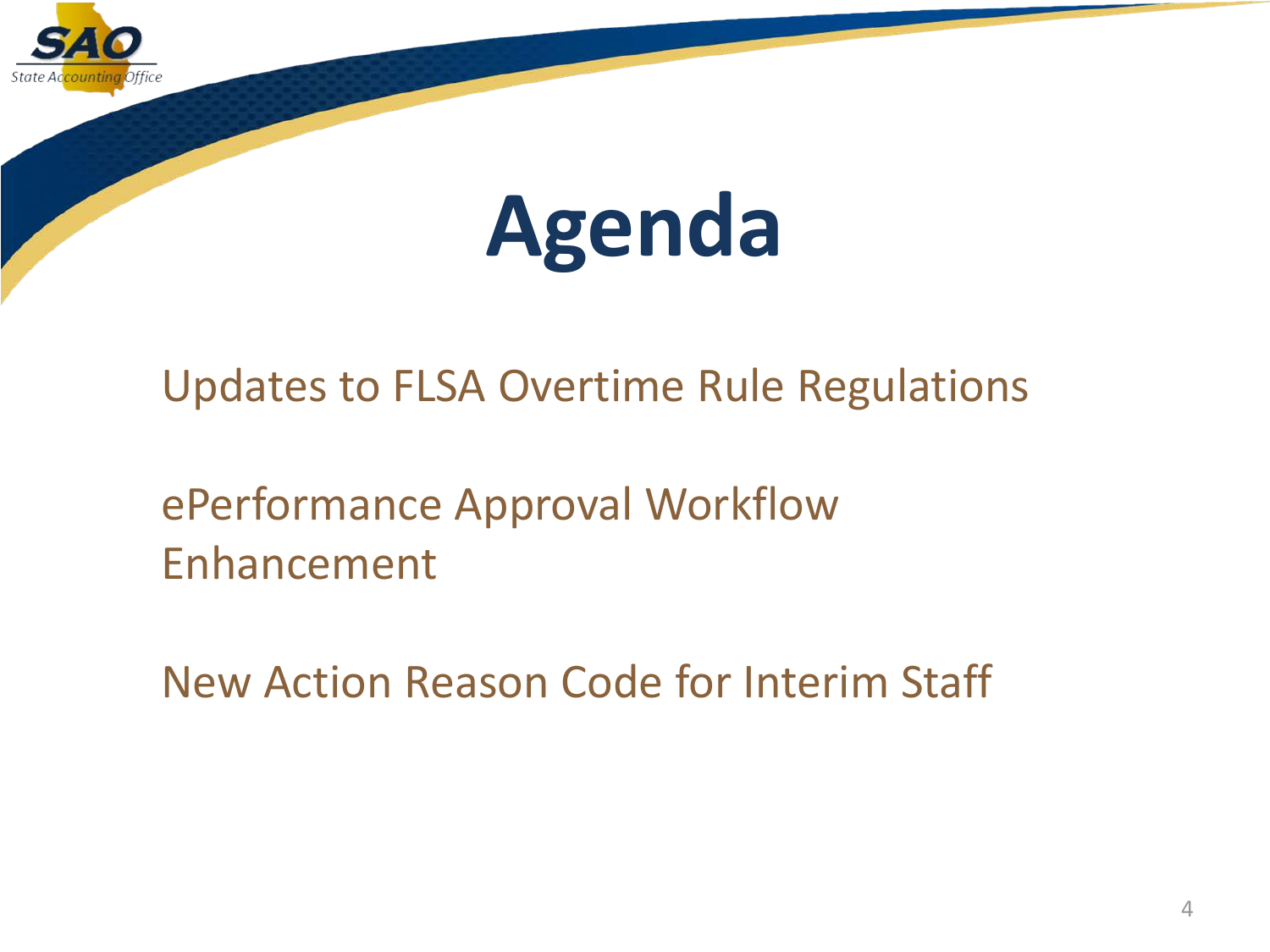# Agenda

Updates to FLSA Overtime Rule Regulations

ePerformance Approval Workflow Enhancement

New Action Reason Code for Interim Staff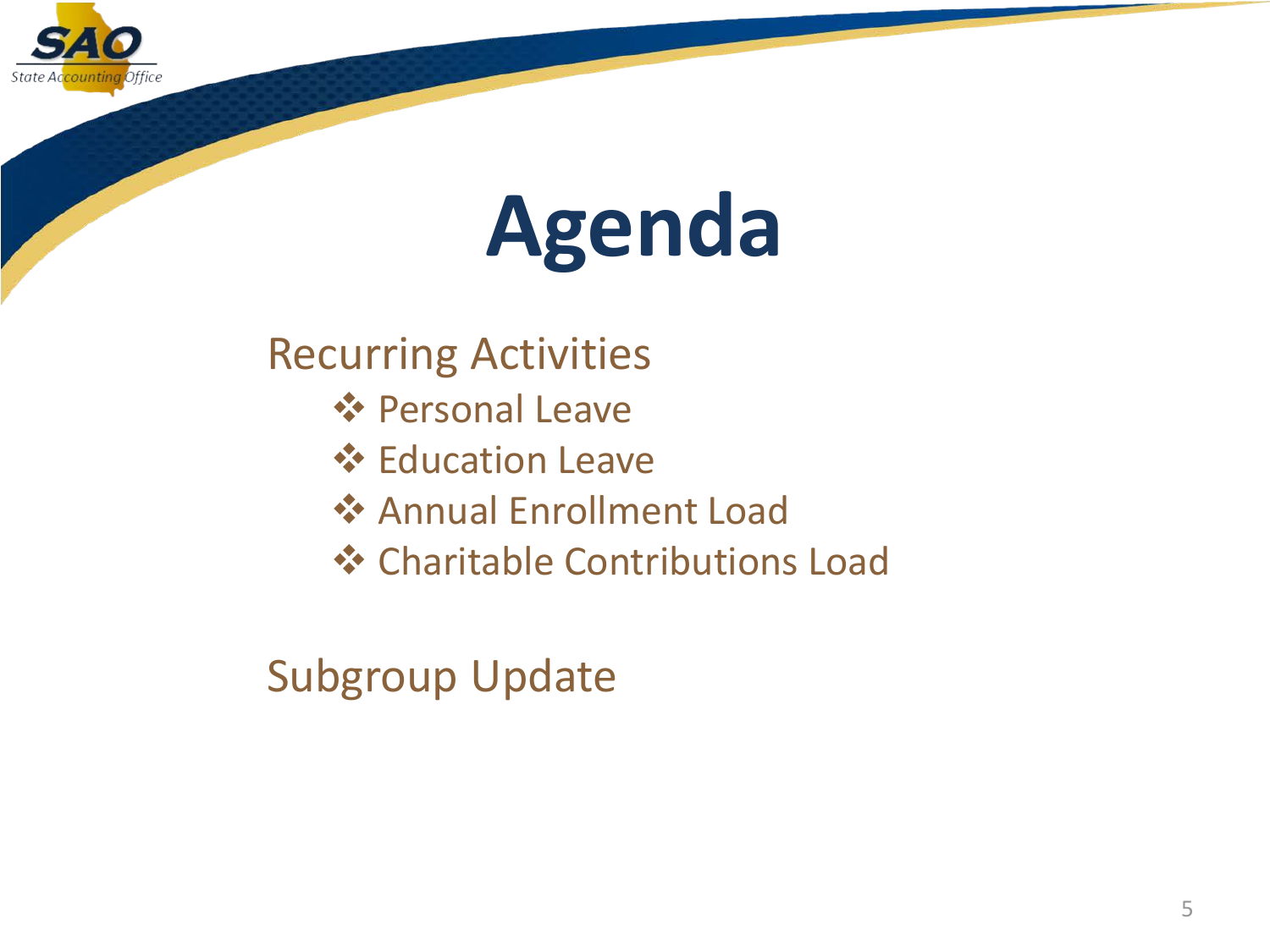# Agenda

Recurring Activities

- Personal Leave
- Education Leave
- Annual Enrollment Load
- Charitable Contributions Load

Subgroup Update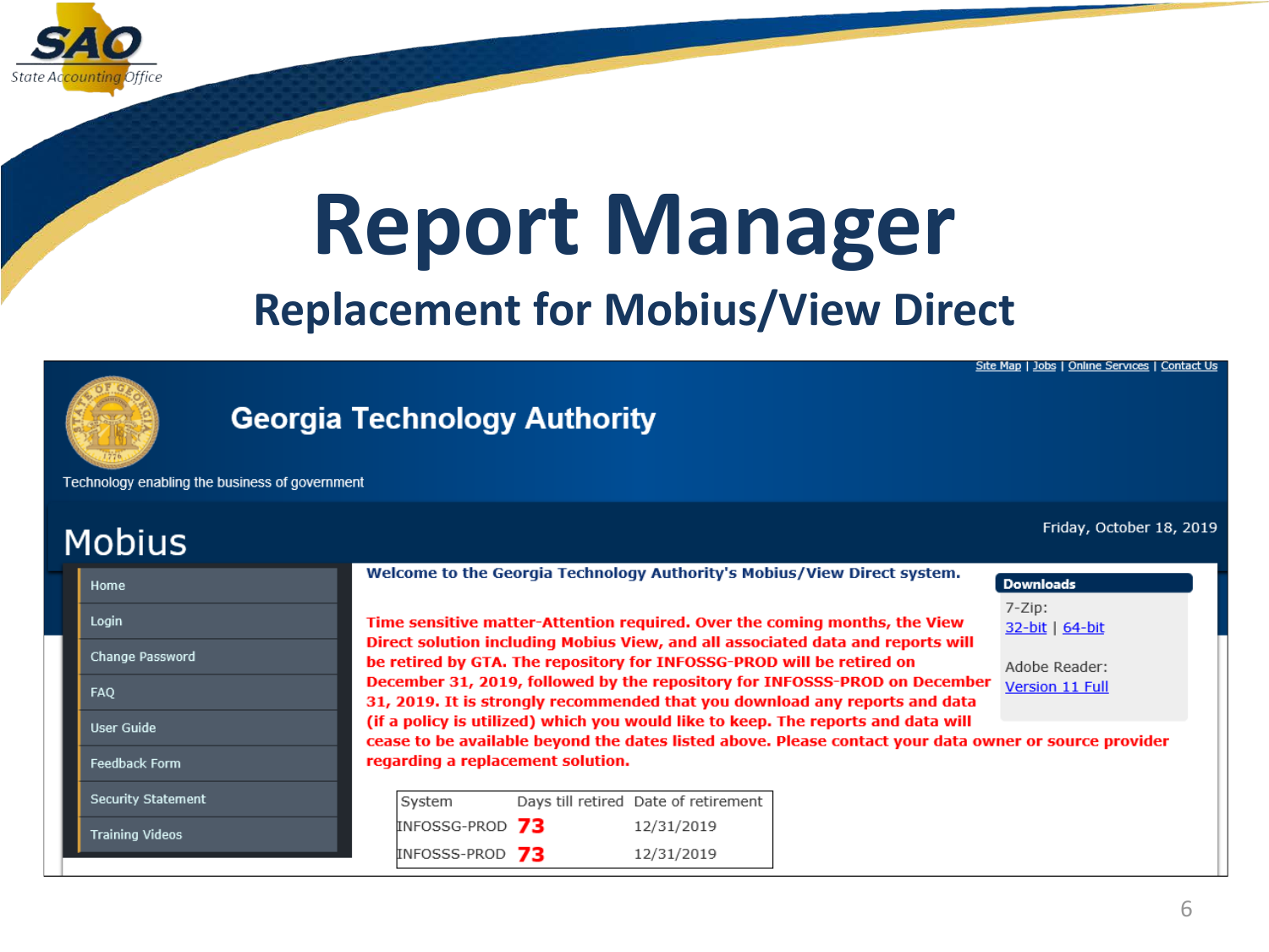# Report Manager

## Replacement for Mobius/View Direct

Site Map | Jobs | Online Services | Contact Us

**Georgia Technology Authority**

Technology enabling the business of government

**Mobius**

Friday, October 18, 2019

- Home
- Login
- Change Password
- FAQ
- User Guide
- Feedback Form
- Security Statement
- Training Videos

**Welcome to the Georgia Technology Authority's Mobius/View Direct system.**

**Time sensitive matter-Attention required. Over the coming months, the View Direct solution including Mobius View, and all associated data and reports will be retired by GTA. The repository for INFOSSG-PROD will be retired on December 31, 2019, followed by the repository for INFOSSS-PROD on December 31, 2019. It is strongly recommended that you download any reports and data (if a policy is utilized) which you would like to keep. The reports and data will cease to be available beyond the dates listed above. Please contact your data owner or source provider regarding a replacement solution.**

**Downloads**

7-Zip:
32-bit | 64-bit

Adobe Reader:
Version 11 Full

| System | Days till retired | Date of retirement |
|---|---|---|
| INFOSSG-PROD | **73** | 12/31/2019 |
| INFOSSS-PROD | **73** | 12/31/2019 |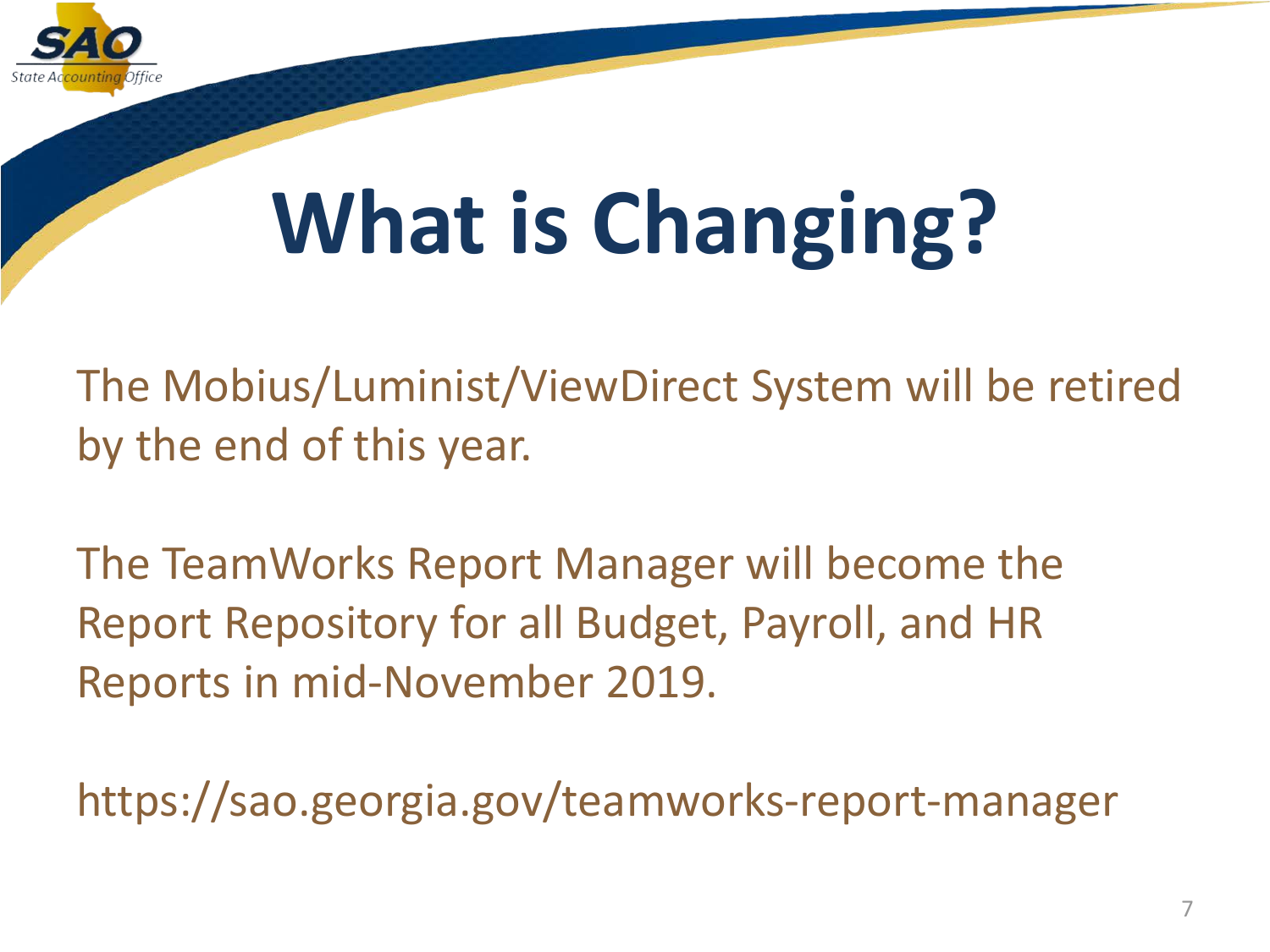# What is Changing?

The Mobius/Luminist/ViewDirect System will be retired by the end of this year.

The TeamWorks Report Manager will become the Report Repository for all Budget, Payroll, and HR Reports in mid-November 2019.

https://sao.georgia.gov/teamworks-report-manager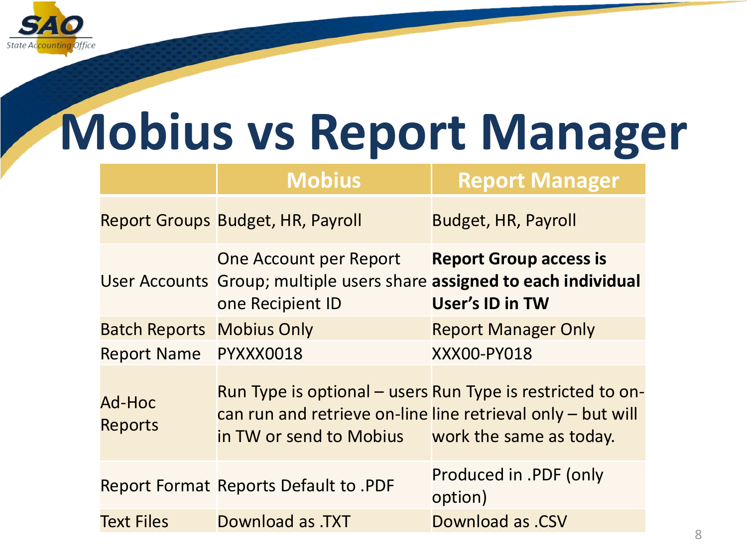# Mobius vs Report Manager

| | Mobius | Report Manager |
|---|---|---|
| Report Groups | Budget, HR, Payroll | Budget, HR, Payroll |
| User Accounts | One Account per Report Group; multiple users share one Recipient ID | **Report Group access is assigned to each individual User's ID in TW** |
| Batch Reports | Mobius Only | Report Manager Only |
| Report Name | PYXXX0018 | XXX00-PY018 |
| Ad-Hoc Reports | Run Type is optional – users can run and retrieve on-line in TW or send to Mobius | Run Type is restricted to on-line retrieval only – but will work the same as today. |
| Report Format | Reports Default to .PDF | Produced in .PDF (only option) |
| Text Files | Download as .TXT | Download as .CSV |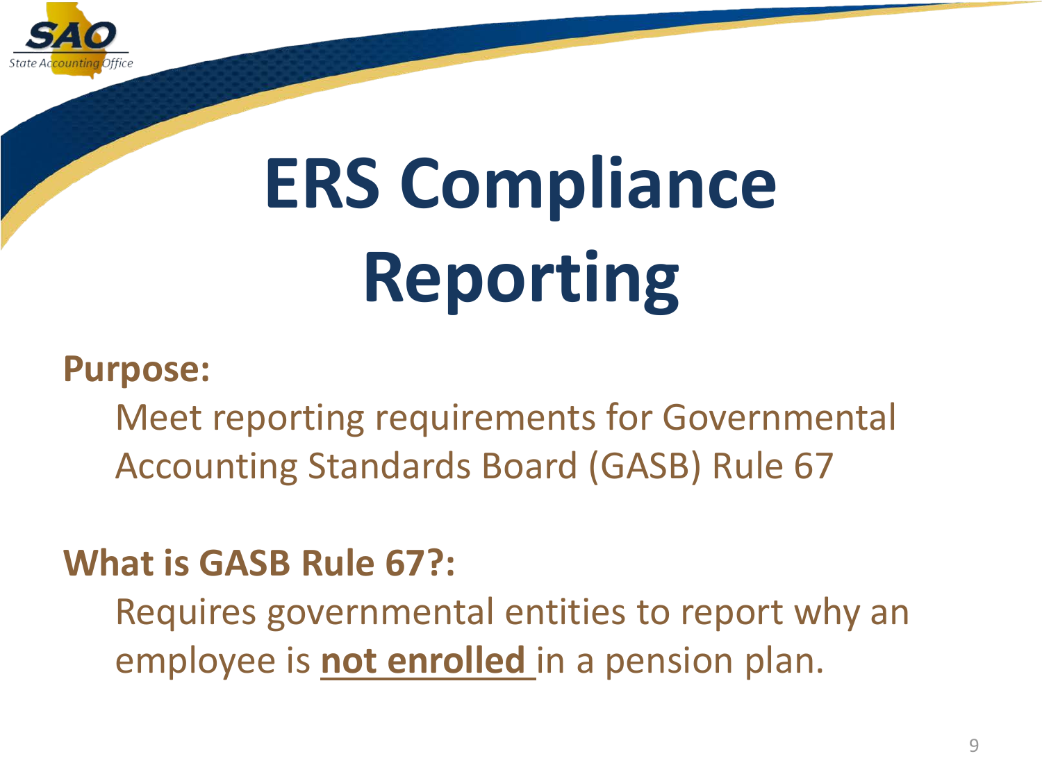# ERS Compliance Reporting

**Purpose:**

Meet reporting requirements for Governmental Accounting Standards Board (GASB) Rule 67

**What is GASB Rule 67?:**

Requires governmental entities to report why an employee is **<u>not enrolled</u>** in a pension plan.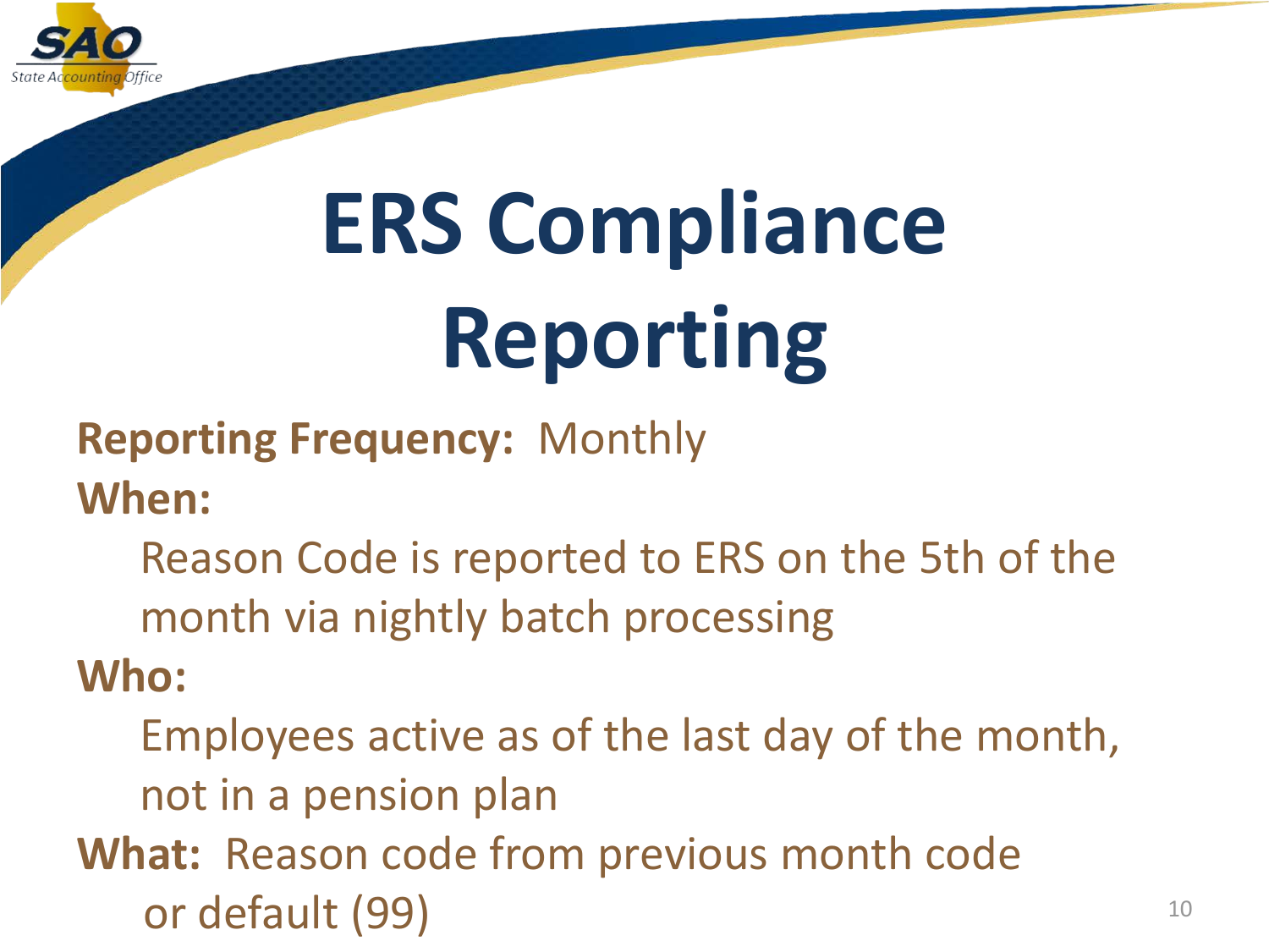# ERS Compliance Reporting

**Reporting Frequency:** Monthly

**When:**

Reason Code is reported to ERS on the 5th of the month via nightly batch processing

**Who:**

Employees active as of the last day of the month, not in a pension plan

**What:** Reason code from previous month code or default (99)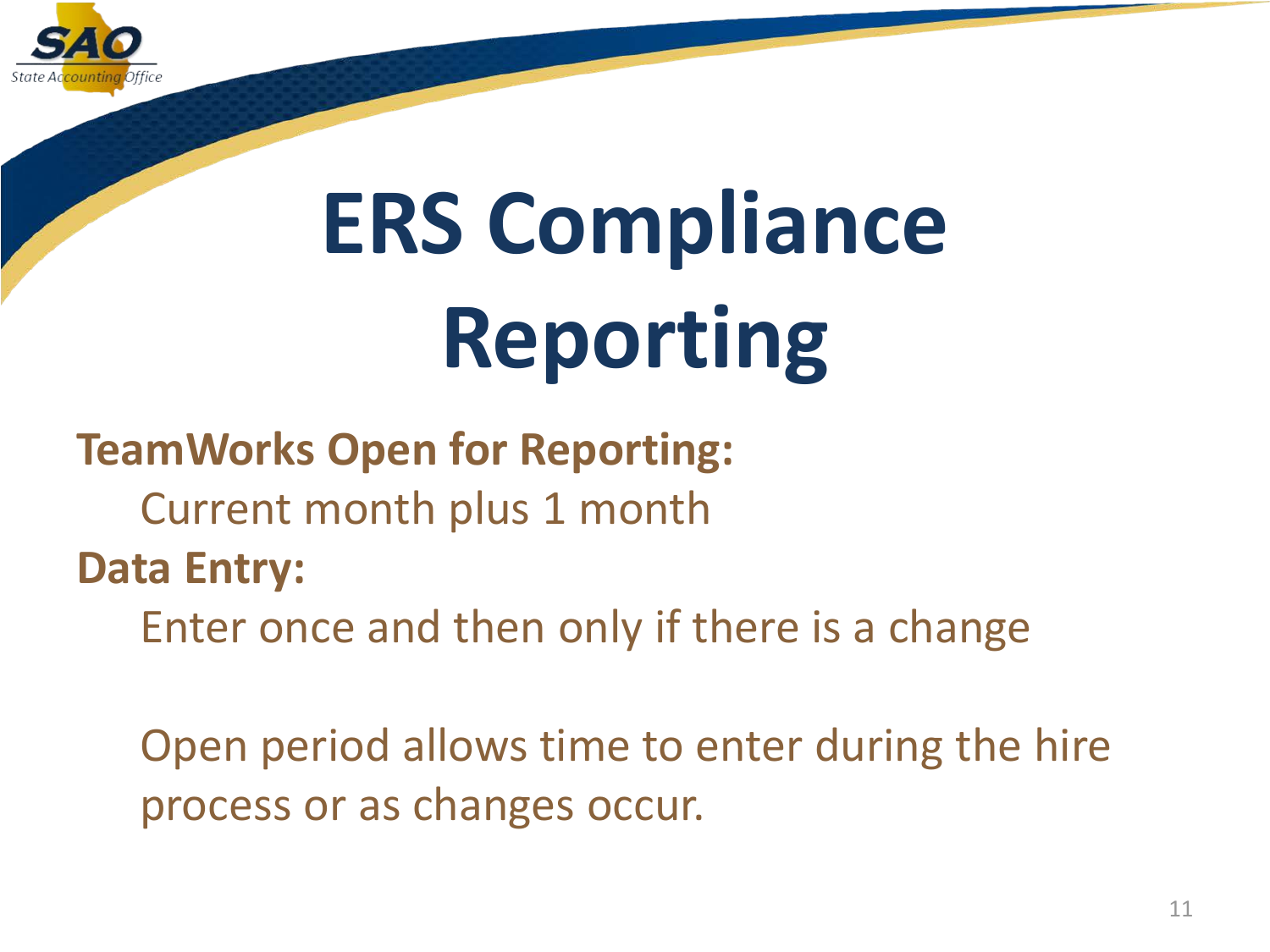# ERS Compliance Reporting

**TeamWorks Open for Reporting:**

Current month plus 1 month

**Data Entry:**

Enter once and then only if there is a change

Open period allows time to enter during the hire process or as changes occur.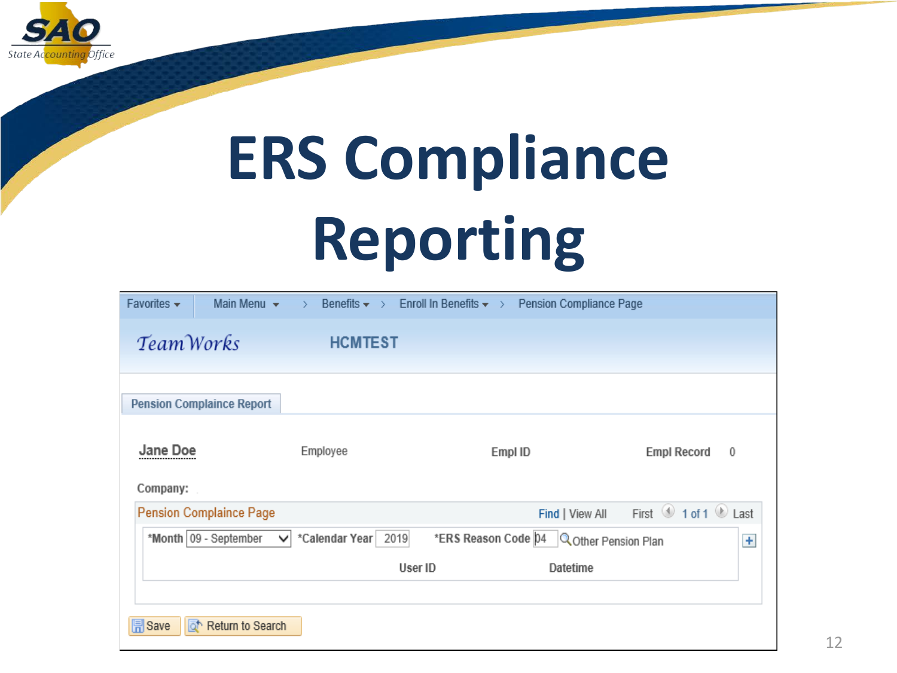# ERS Compliance Reporting

Favorites ▾ | Main Menu ▾ > Benefits ▾ > Enroll In Benefits ▾ > Pension Compliance Page

*TeamWorks* HCMTEST

**Pension Complaince Report**

Jane Doe | Employee | Empl ID | Empl Record 0

Company:

**Pension Complaince Page** — Find | View All — First 1 of 1 Last

*Month 09 - September | *Calendar Year 2019 | *ERS Reason Code 04 Other Pension Plan

User ID | Datetime

Save | Return to Search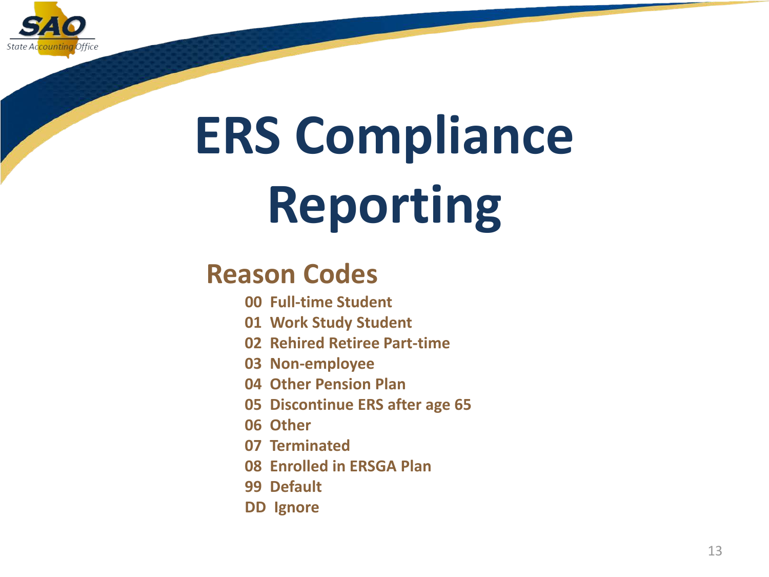# ERS Compliance Reporting

## Reason Codes

- 00 Full-time Student
- 01 Work Study Student
- 02 Rehired Retiree Part-time
- 03 Non-employee
- 04 Other Pension Plan
- 05 Discontinue ERS after age 65
- 06 Other
- 07 Terminated
- 08 Enrolled in ERSGA Plan
- 99 Default
- DD Ignore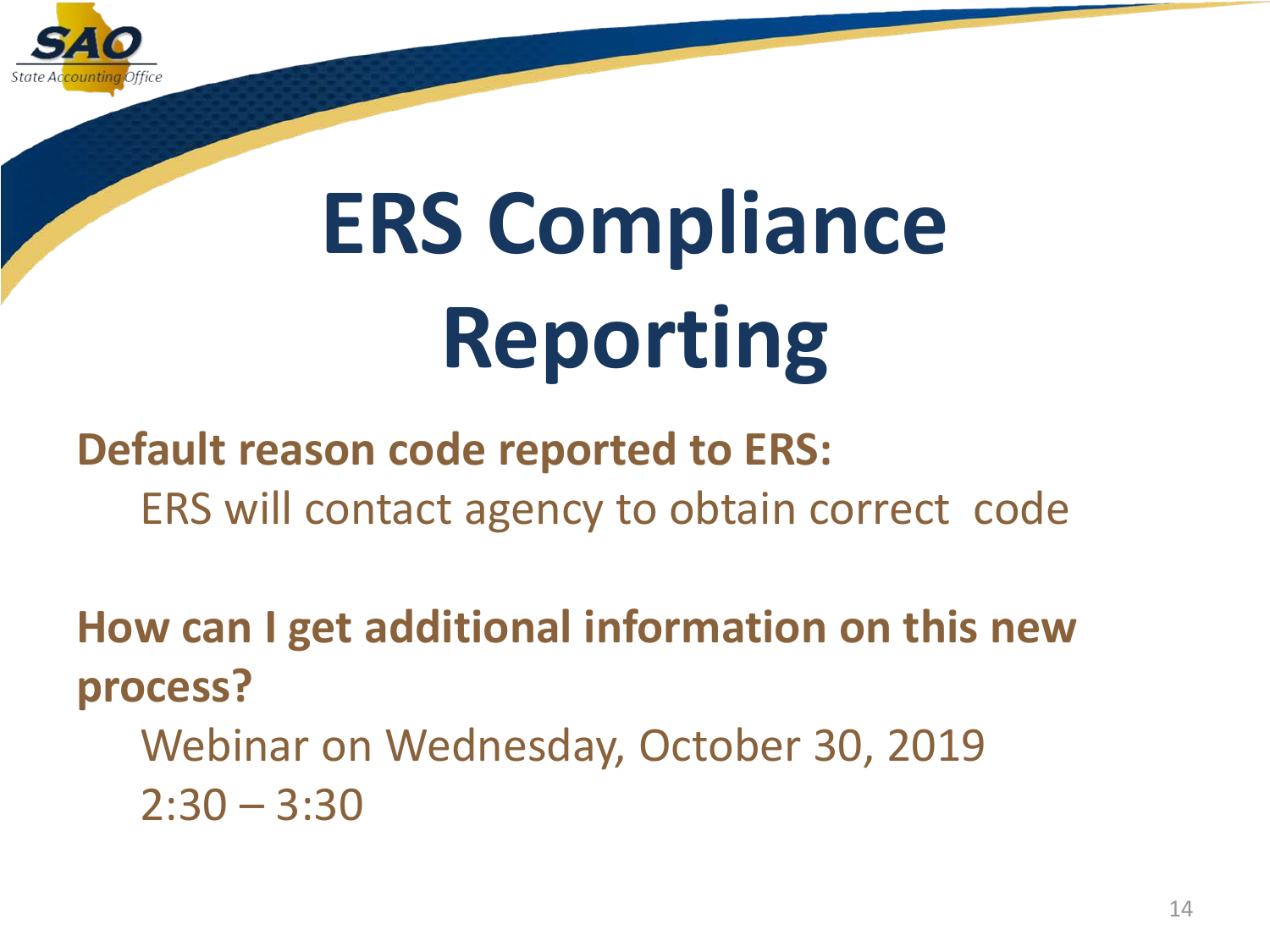# ERS Compliance Reporting

**Default reason code reported to ERS:**

ERS will contact agency to obtain correct code

**How can I get additional information on this new process?**

Webinar on Wednesday, October 30, 2019
2:30 – 3:30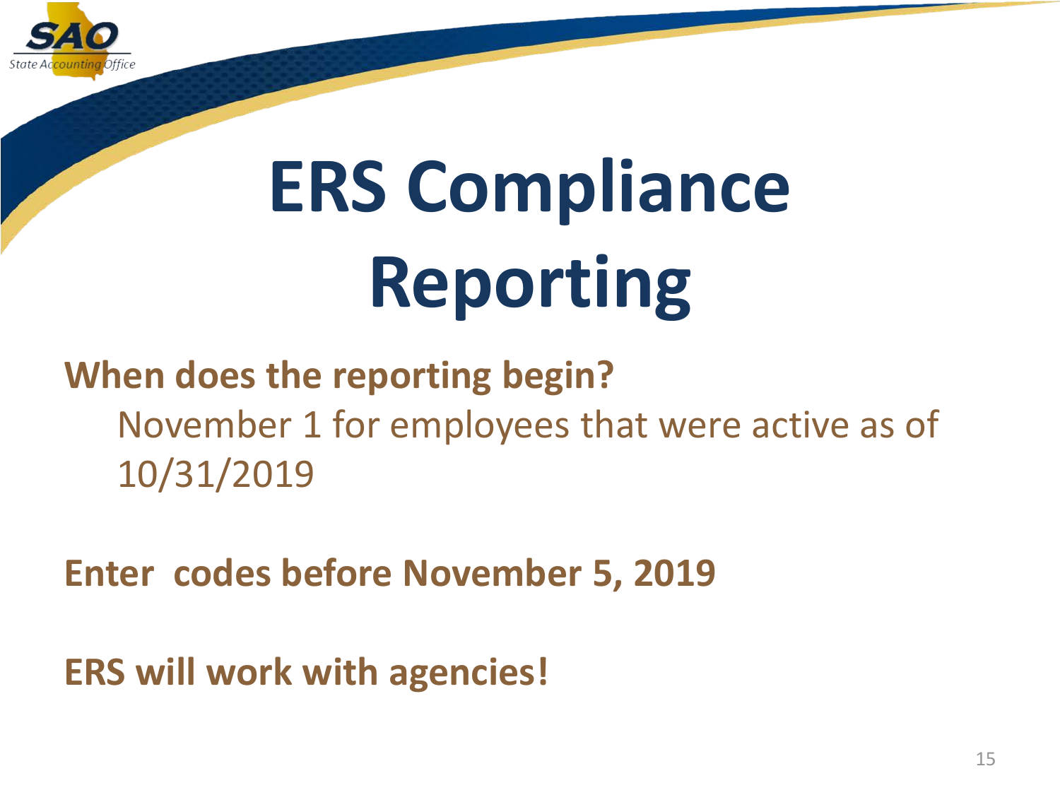# ERS Compliance Reporting

**When does the reporting begin?**

November 1 for employees that were active as of 10/31/2019

**Enter codes before November 5, 2019**

**ERS will work with agencies!**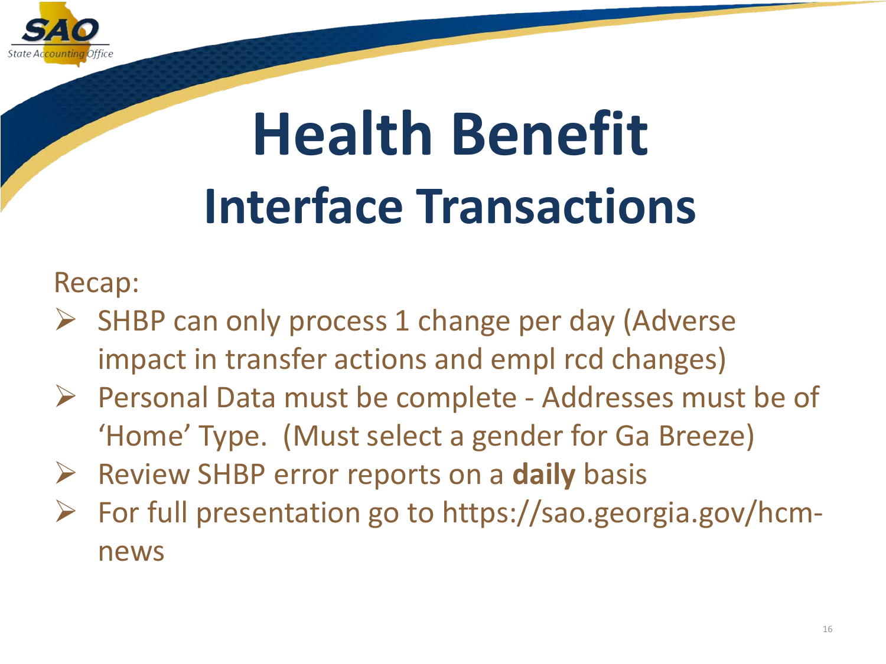# Health Benefit

## Interface Transactions

Recap:

- SHBP can only process 1 change per day (Adverse impact in transfer actions and empl rcd changes)
- Personal Data must be complete - Addresses must be of 'Home' Type. (Must select a gender for Ga Breeze)
- Review SHBP error reports on a **daily** basis
- For full presentation go to https://sao.georgia.gov/hcm-news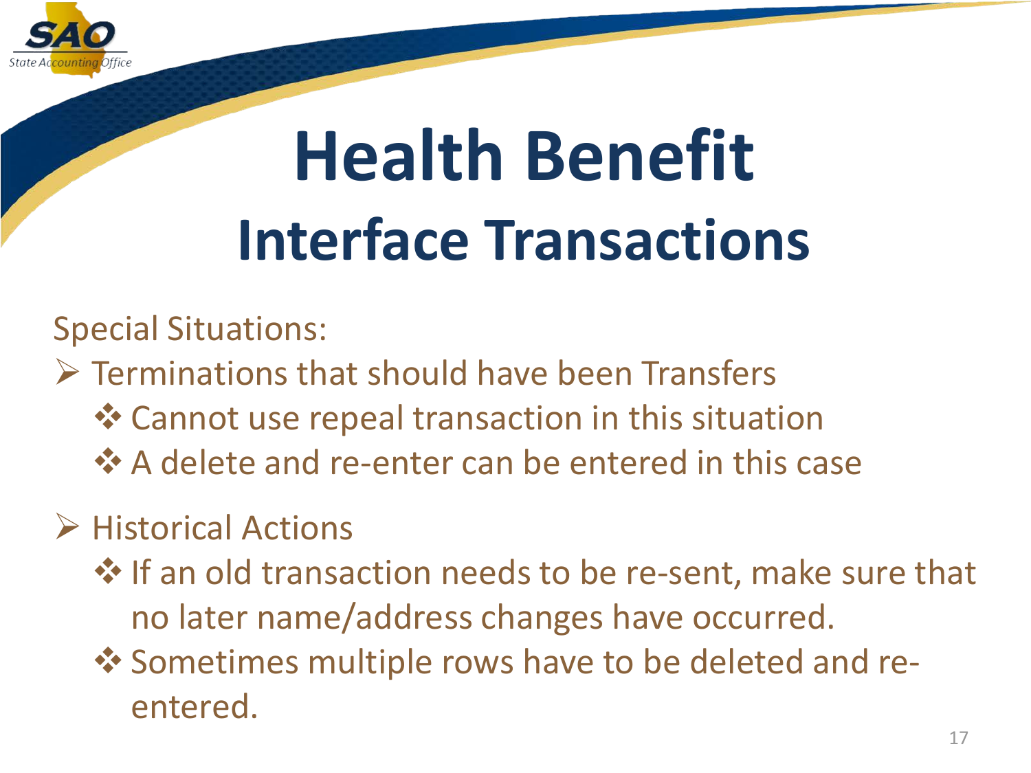# Health Benefit

## Interface Transactions

Special Situations:

- Terminations that should have been Transfers
  - Cannot use repeal transaction in this situation
  - A delete and re-enter can be entered in this case

- Historical Actions
  - If an old transaction needs to be re-sent, make sure that no later name/address changes have occurred.
  - Sometimes multiple rows have to be deleted and re-entered.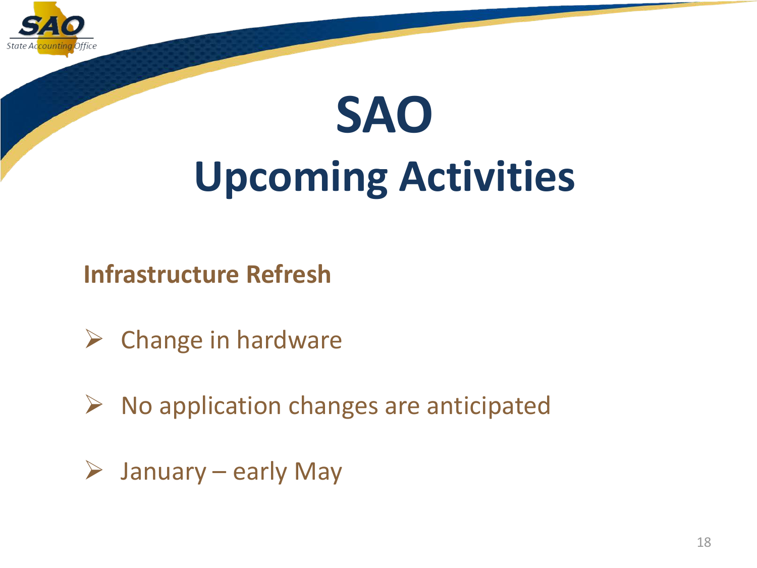# SAO
## Upcoming Activities

**Infrastructure Refresh**

- Change in hardware
- No application changes are anticipated
- January – early May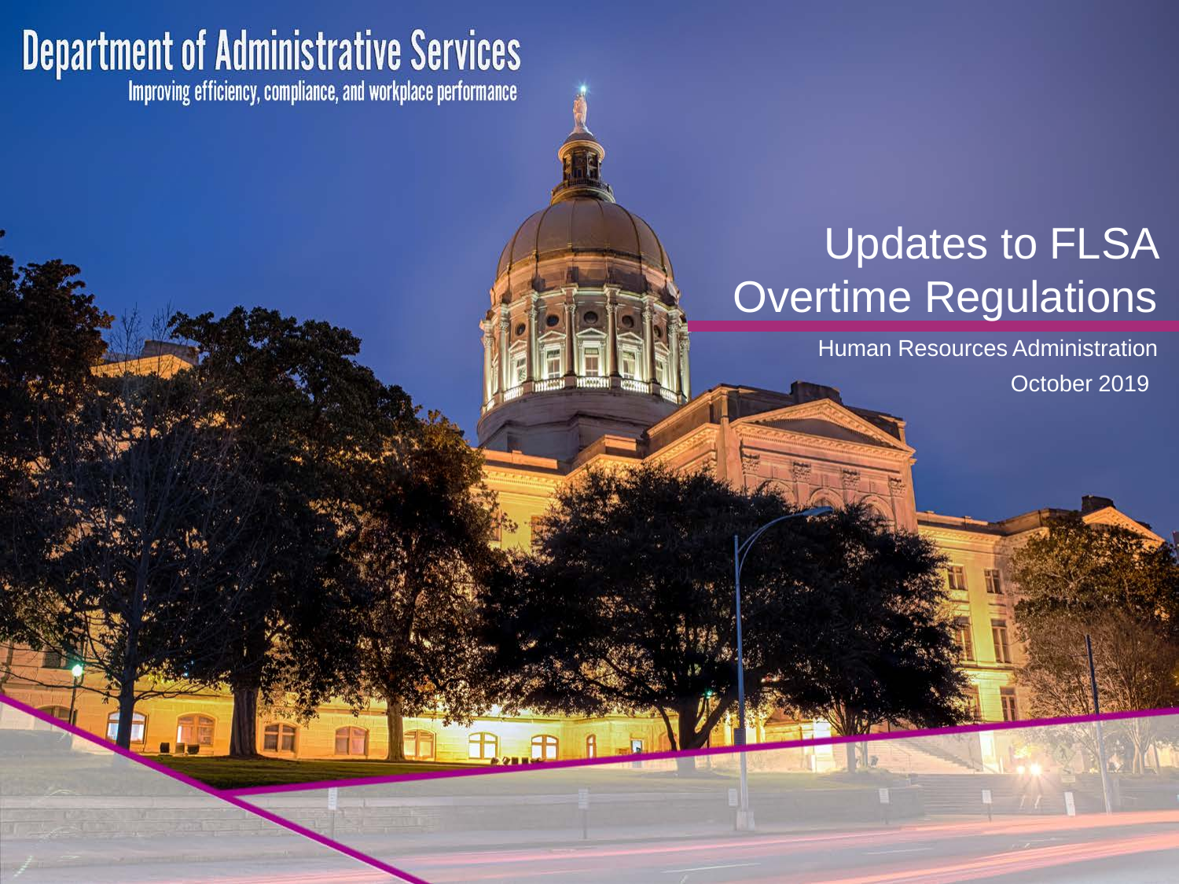# Department of Administrative Services

Improving efficiency, compliance, and workplace performance

## Updates to FLSA Overtime Regulations

Human Resources Administration

October 2019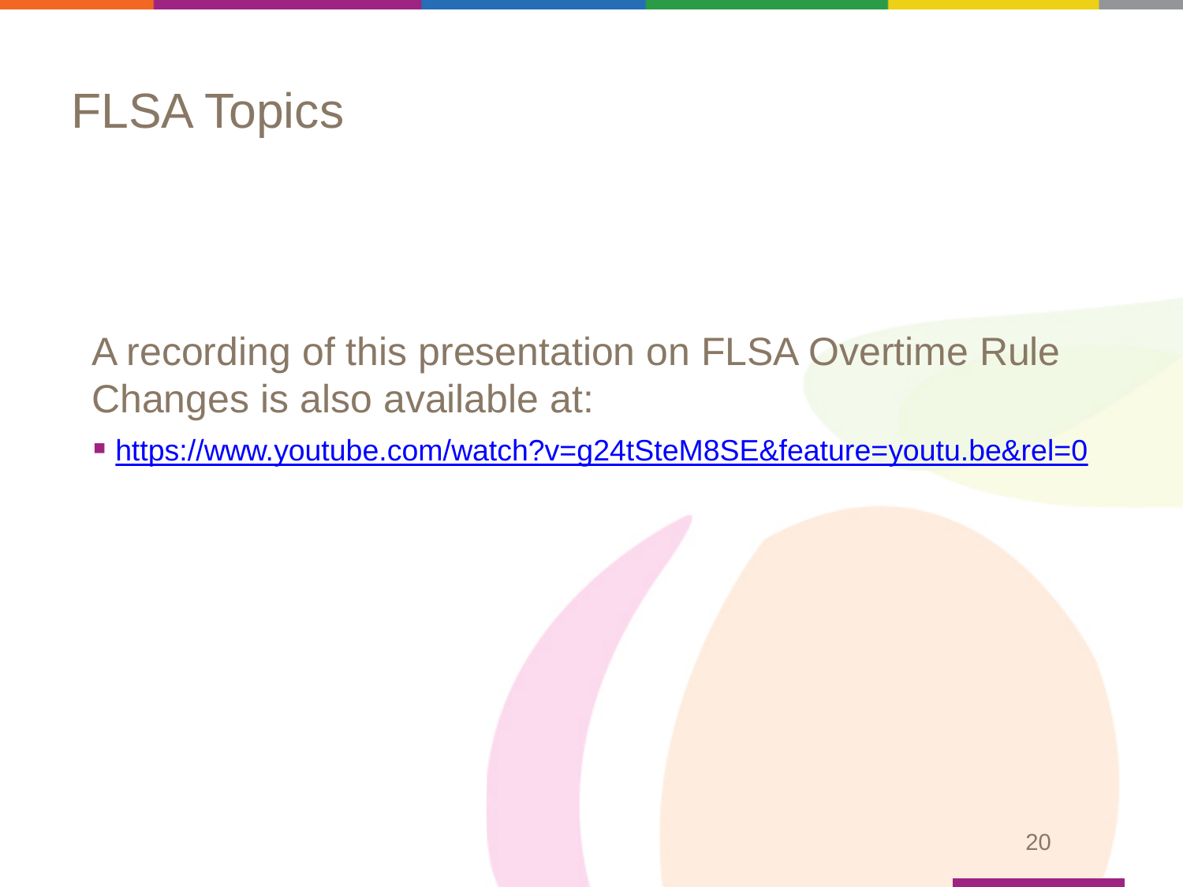# FLSA Topics

A recording of this presentation on FLSA Overtime Rule Changes is also available at:

- https://www.youtube.com/watch?v=g24tSteM8SE&feature=youtu.be&rel=0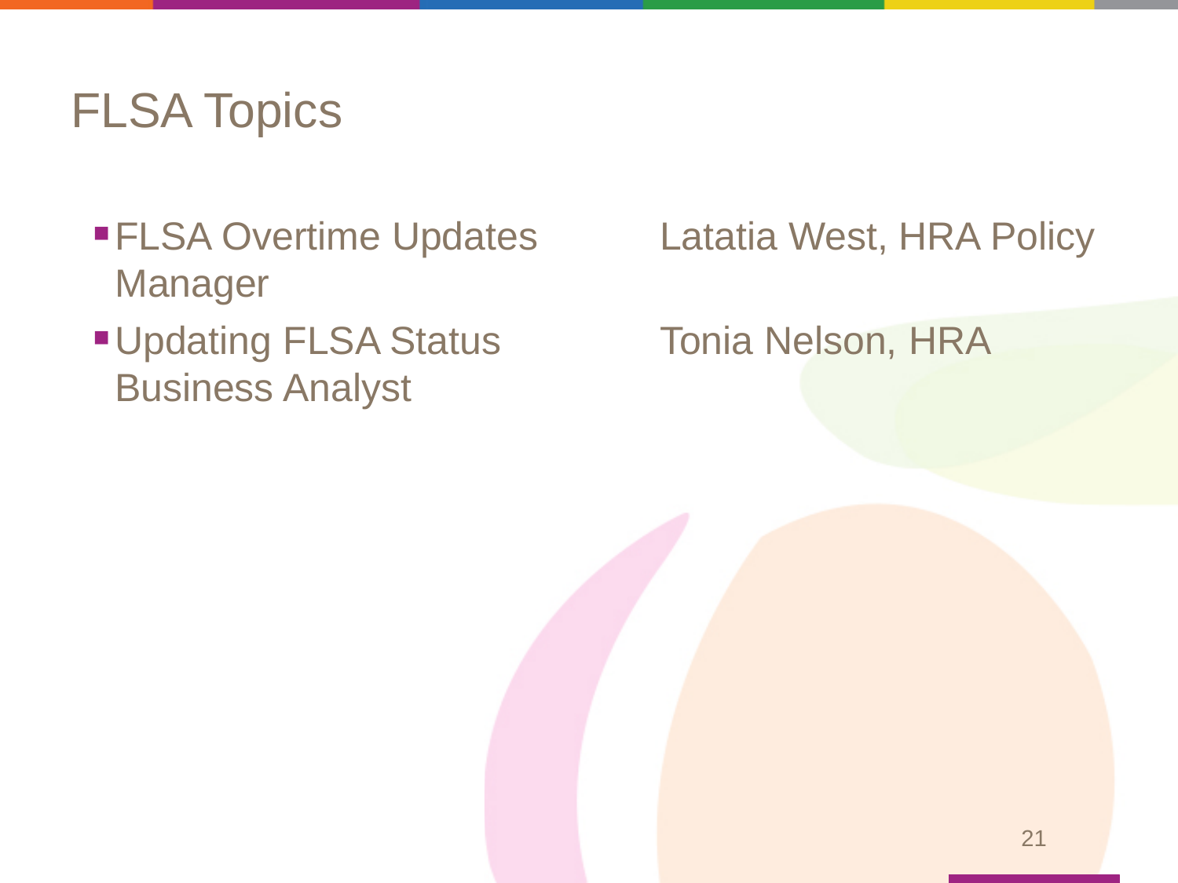# FLSA Topics

- FLSA Overtime Updates — Latatia West, HRA Policy Manager
- Updating FLSA Status — Tonia Nelson, HRA Business Analyst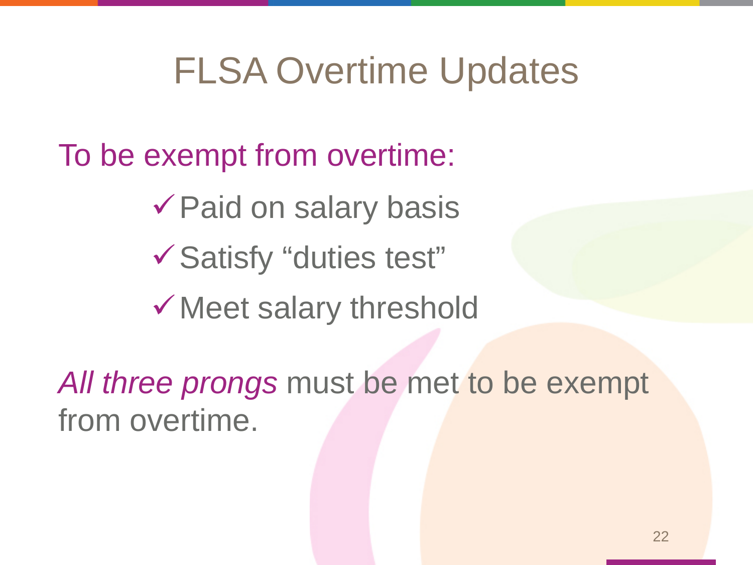# FLSA Overtime Updates

To be exempt from overtime:

- ✓ Paid on salary basis
- ✓ Satisfy “duties test”
- ✓ Meet salary threshold

*All three prongs* must be met to be exempt from overtime.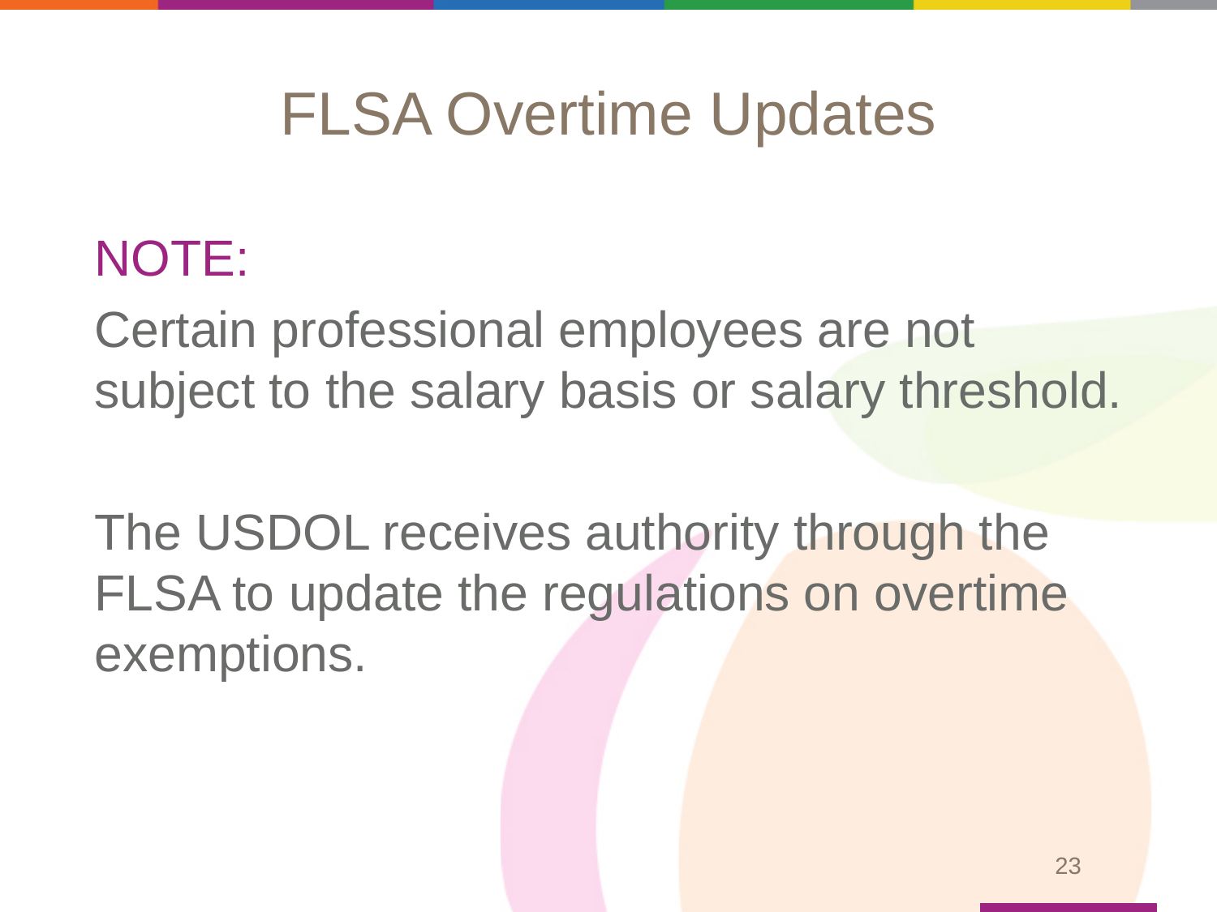# FLSA Overtime Updates

NOTE:

Certain professional employees are not subject to the salary basis or salary threshold.

The USDOL receives authority through the FLSA to update the regulations on overtime exemptions.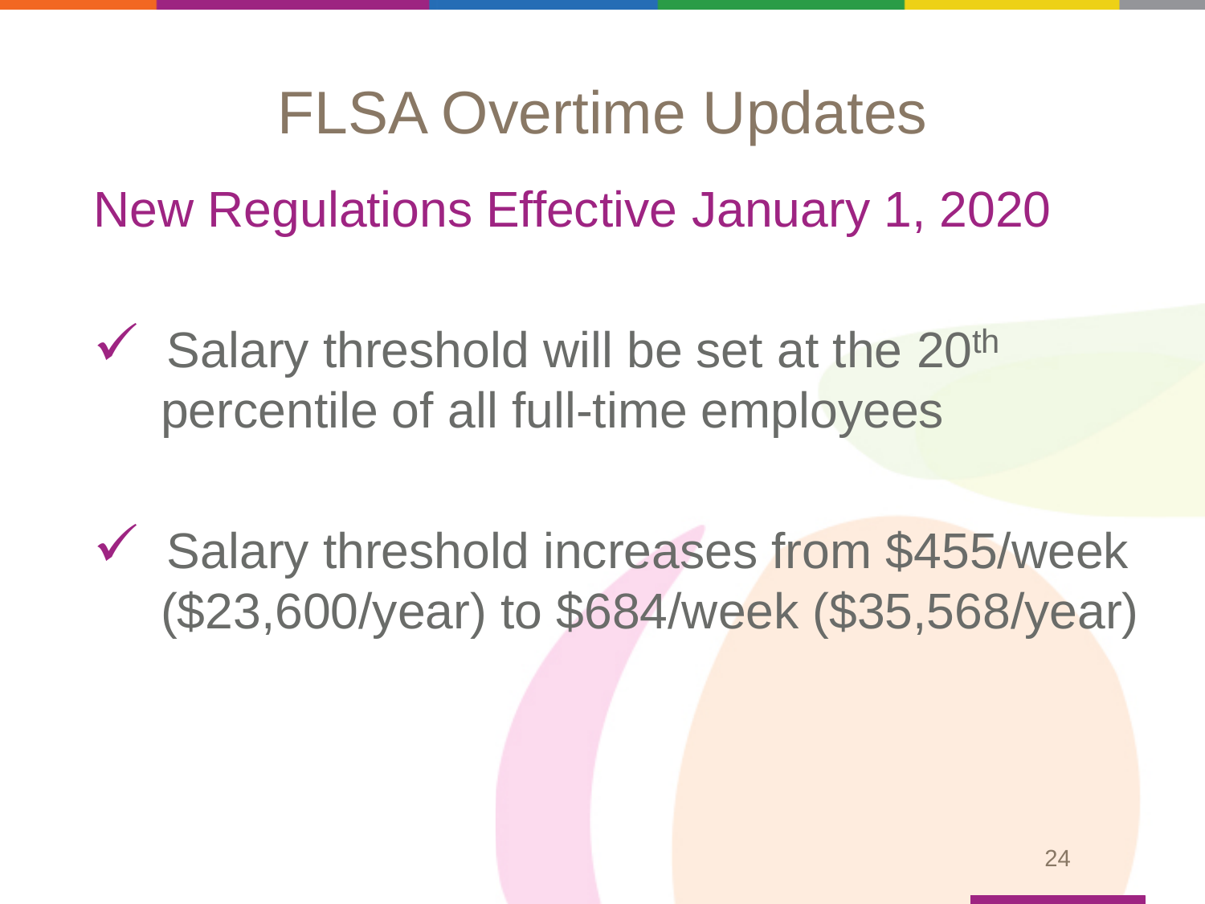# FLSA Overtime Updates

## New Regulations Effective January 1, 2020

- ✓ Salary threshold will be set at the 20th percentile of all full-time employees
- ✓ Salary threshold increases from $455/week ($23,600/year) to $684/week ($35,568/year)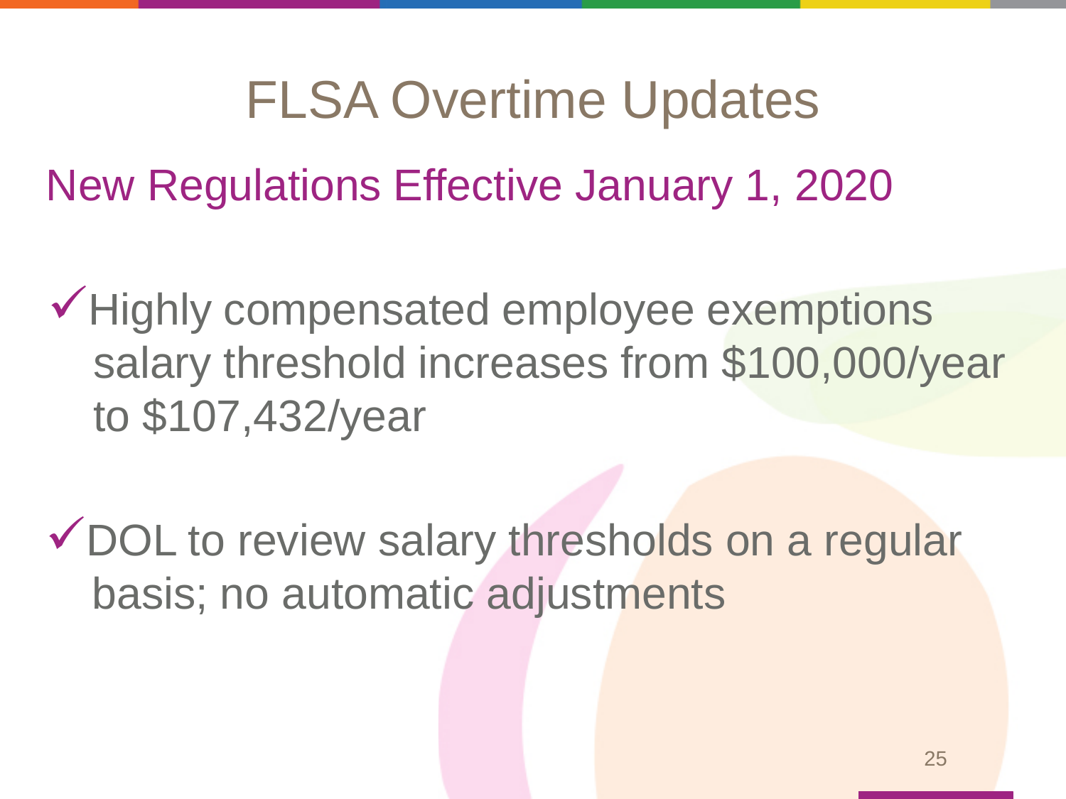# FLSA Overtime Updates

## New Regulations Effective January 1, 2020

- ✓ Highly compensated employee exemptions salary threshold increases from $100,000/year to $107,432/year

- ✓ DOL to review salary thresholds on a regular basis; no automatic adjustments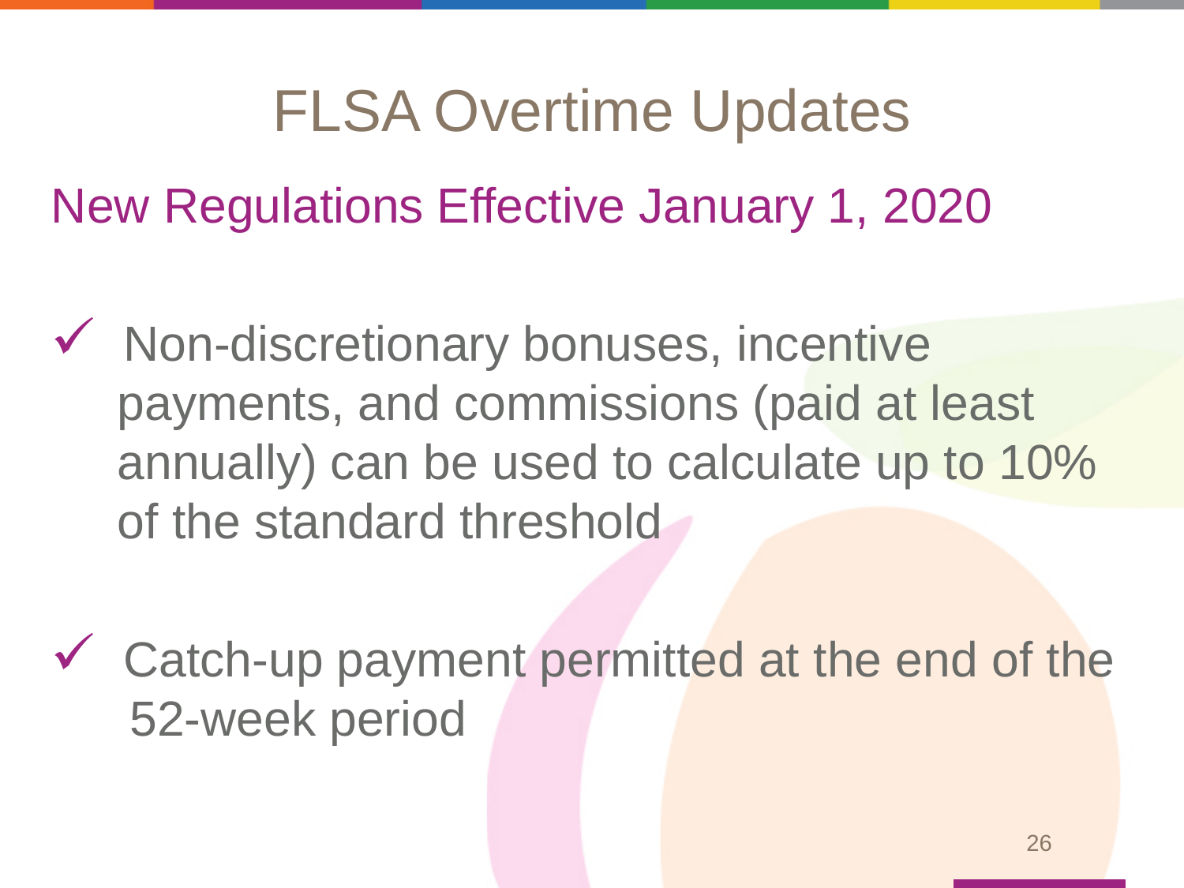# FLSA Overtime Updates

## New Regulations Effective January 1, 2020

- ✓ Non-discretionary bonuses, incentive payments, and commissions (paid at least annually) can be used to calculate up to 10% of the standard threshold

- ✓ Catch-up payment permitted at the end of the 52-week period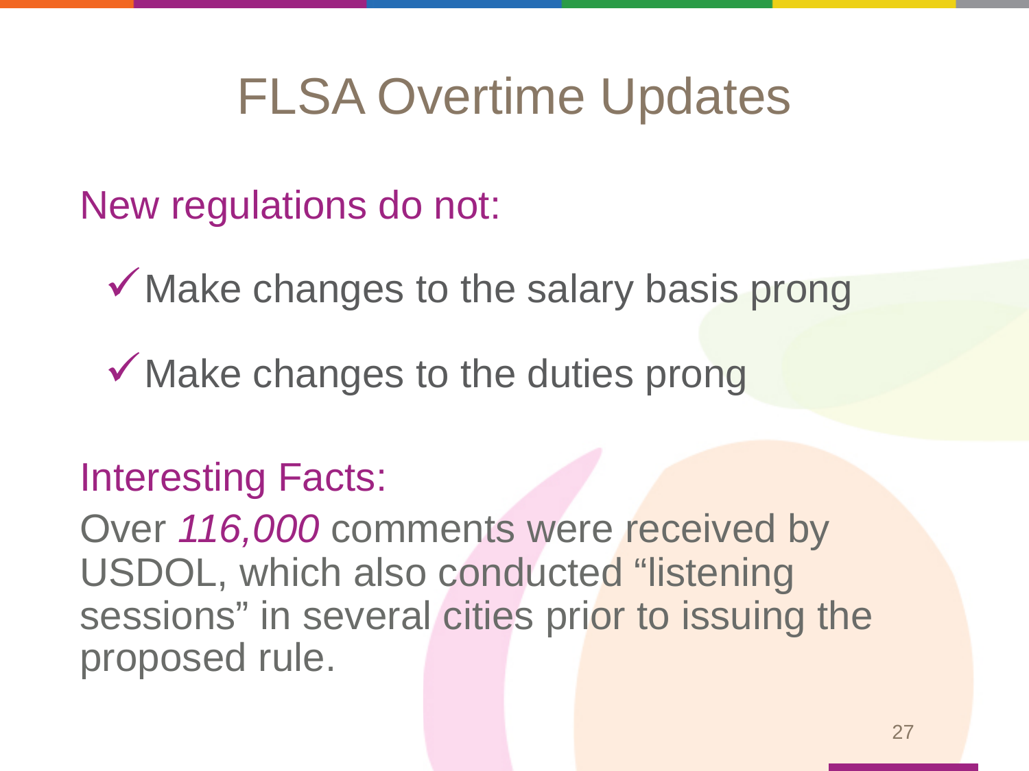# FLSA Overtime Updates

New regulations do not:

- ✓ Make changes to the salary basis prong
- ✓ Make changes to the duties prong

Interesting Facts:

Over *116,000* comments were received by USDOL, which also conducted "listening sessions" in several cities prior to issuing the proposed rule.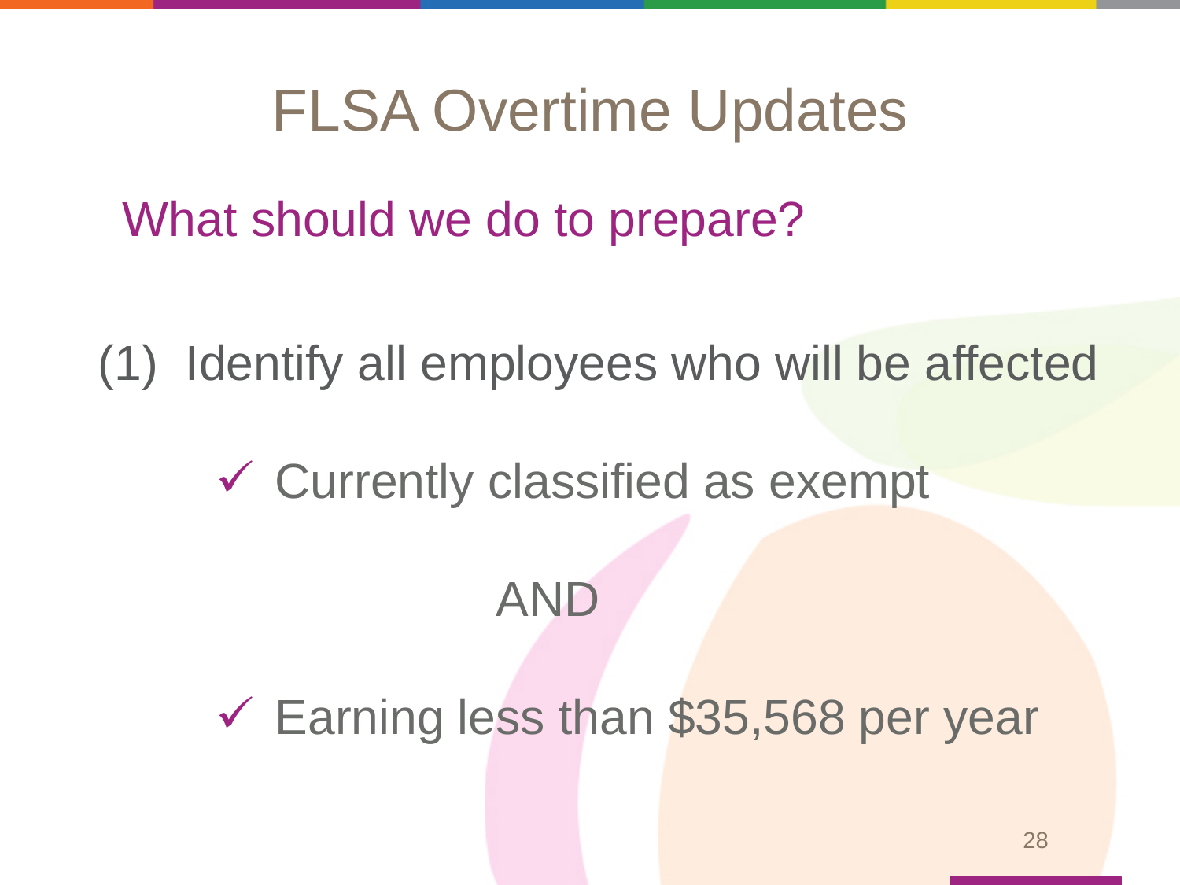# FLSA Overtime Updates

## What should we do to prepare?

(1) Identify all employees who will be affected

- ✓ Currently classified as exempt

AND

- ✓ Earning less than $35,568 per year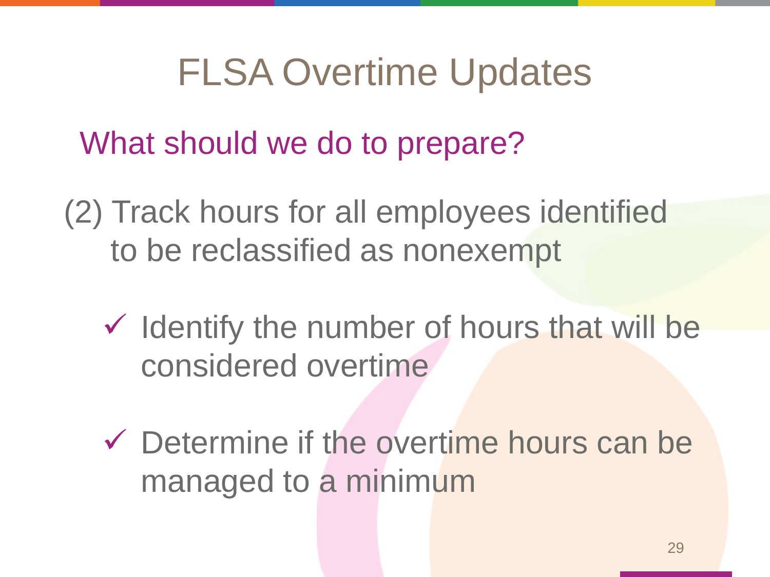# FLSA Overtime Updates

## What should we do to prepare?

(2) Track hours for all employees identified to be reclassified as nonexempt

- ✓ Identify the number of hours that will be considered overtime
- ✓ Determine if the overtime hours can be managed to a minimum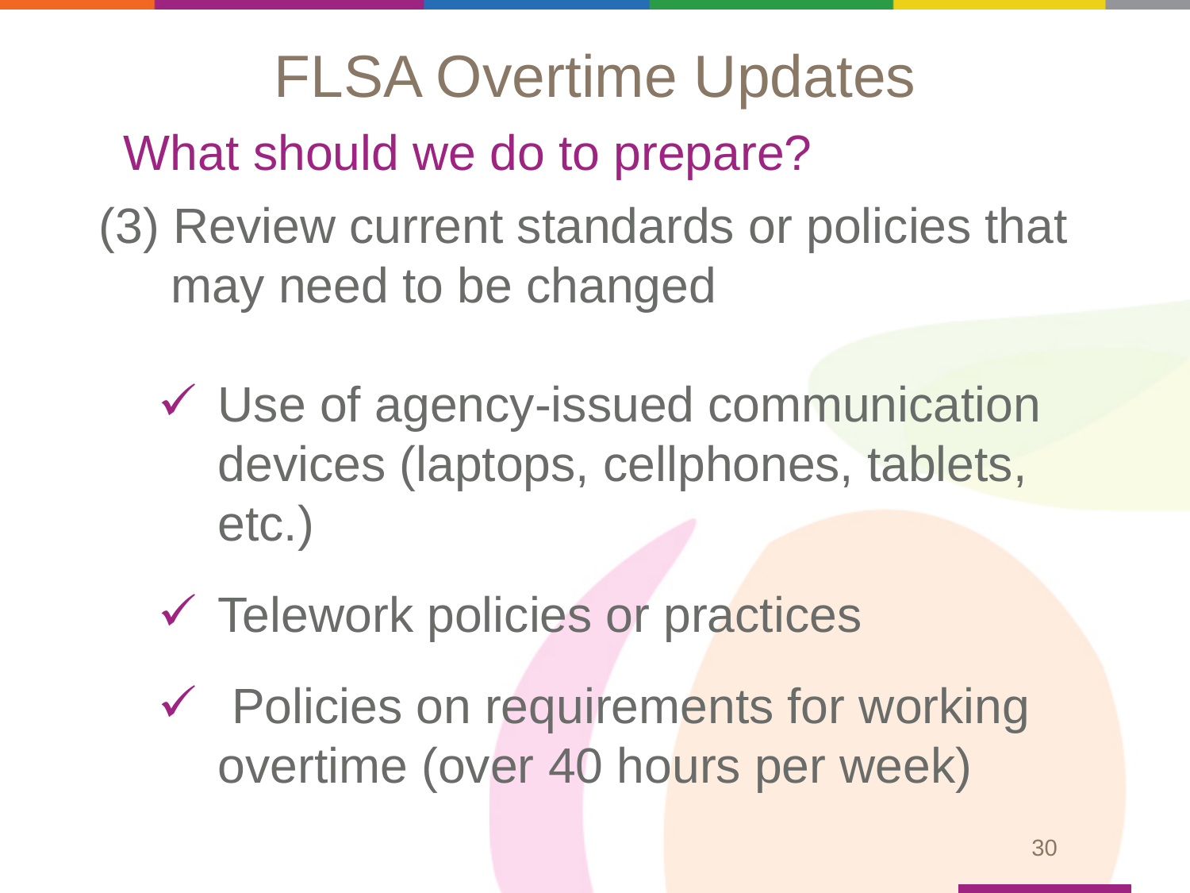# FLSA Overtime Updates

## What should we do to prepare?

(3) Review current standards or policies that may need to be changed

- ✓ Use of agency-issued communication devices (laptops, cellphones, tablets, etc.)
- ✓ Telework policies or practices
- ✓ Policies on requirements for working overtime (over 40 hours per week)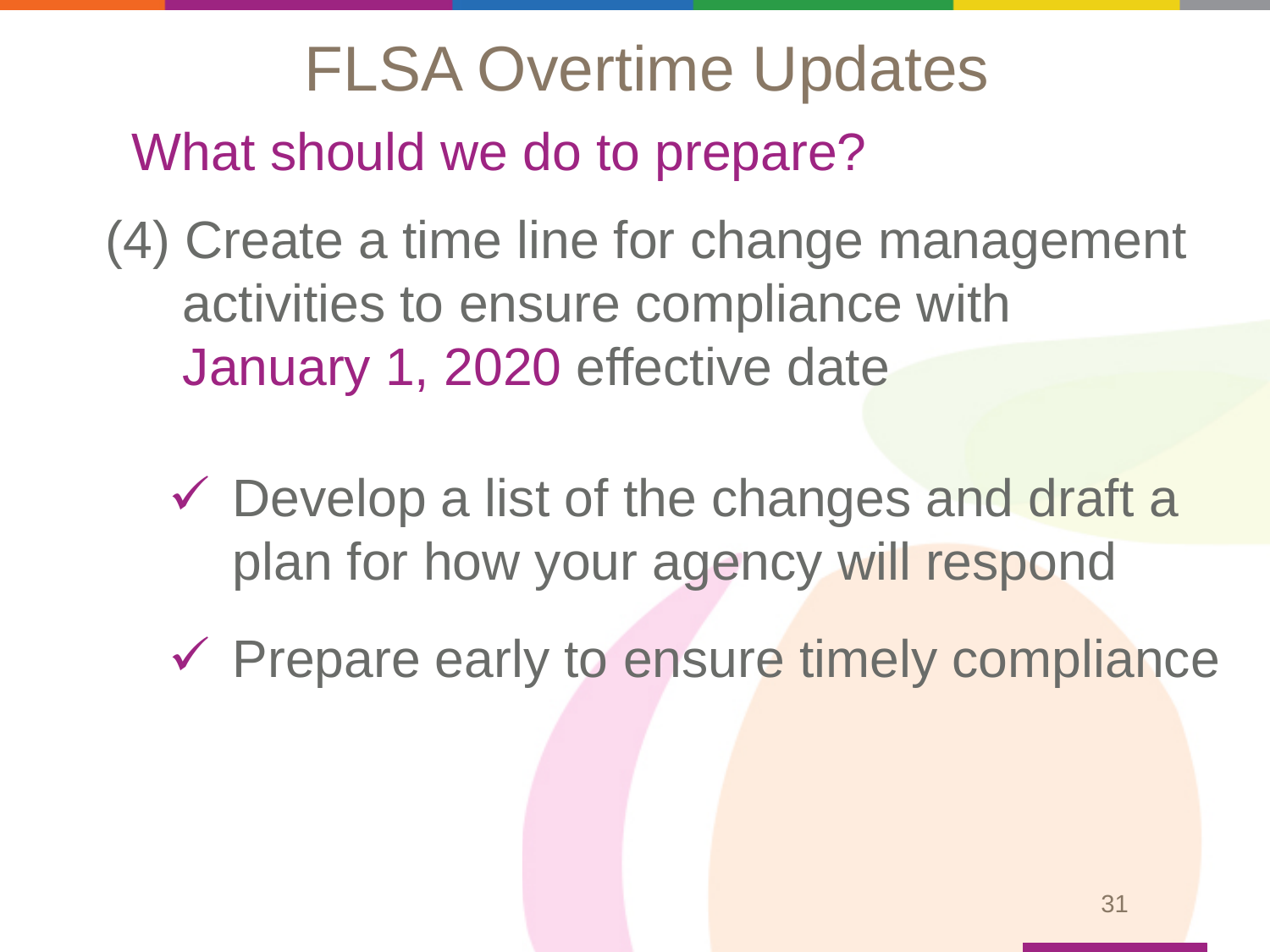# FLSA Overtime Updates

## What should we do to prepare?

(4) Create a time line for change management activities to ensure compliance with January 1, 2020 effective date

- ✓ Develop a list of the changes and draft a plan for how your agency will respond
- ✓ Prepare early to ensure timely compliance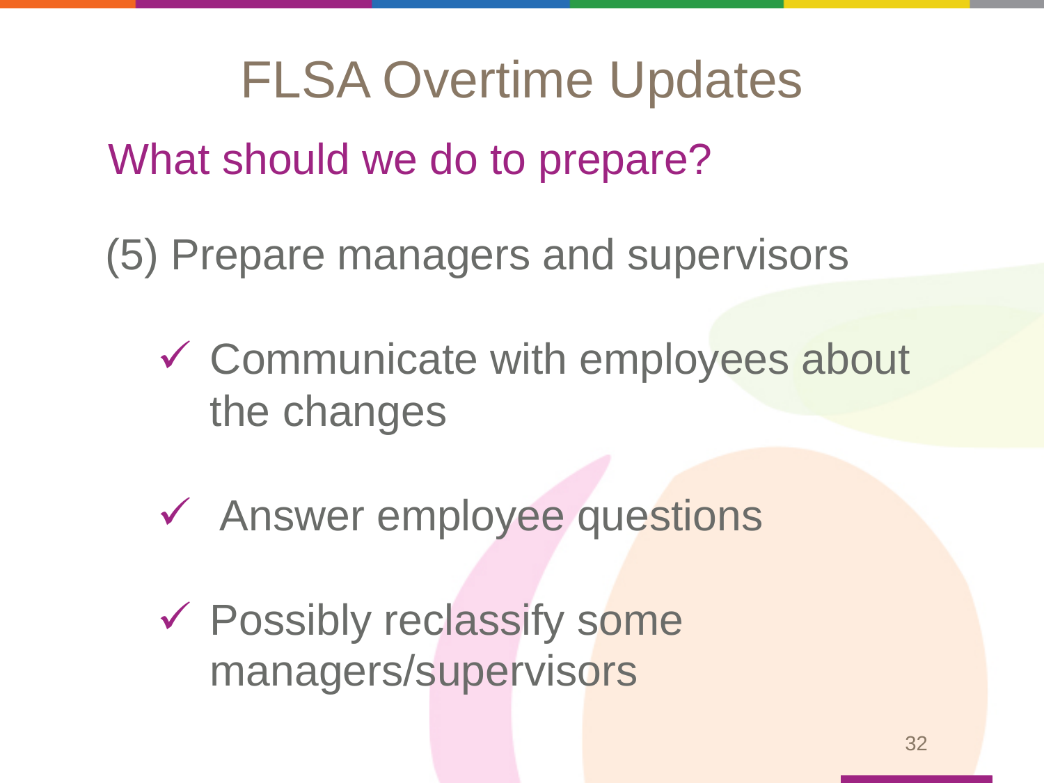# FLSA Overtime Updates

## What should we do to prepare?

(5) Prepare managers and supervisors

- ✓ Communicate with employees about the changes
- ✓ Answer employee questions
- ✓ Possibly reclassify some managers/supervisors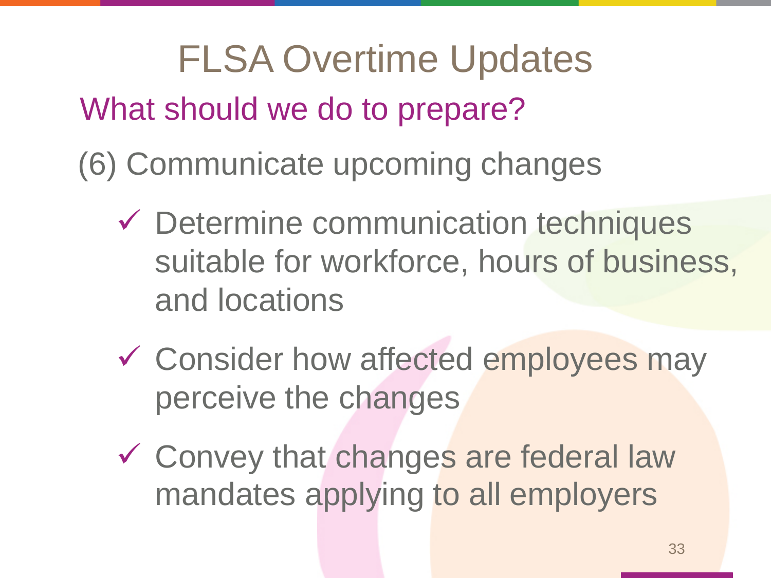# FLSA Overtime Updates

## What should we do to prepare?

(6) Communicate upcoming changes

- ✓ Determine communication techniques suitable for workforce, hours of business, and locations
- ✓ Consider how affected employees may perceive the changes
- ✓ Convey that changes are federal law mandates applying to all employers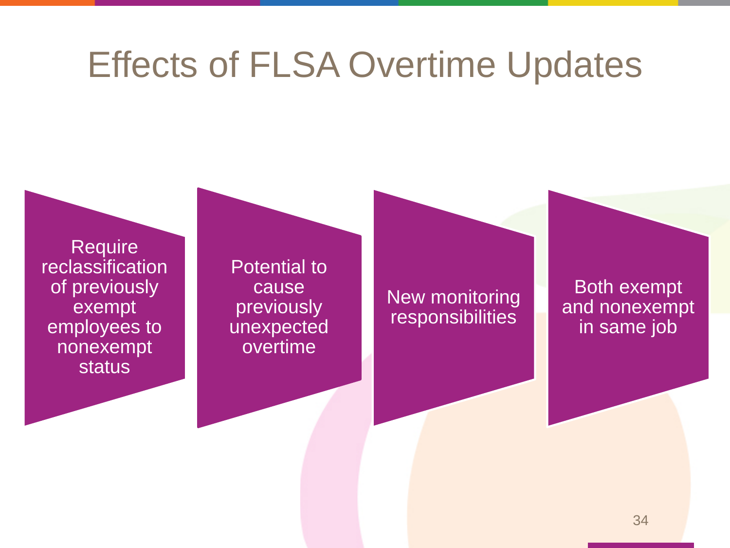# Effects of FLSA Overtime Updates

- Require reclassification of previously exempt employees to nonexempt status
- Potential to cause previously unexpected overtime
- New monitoring responsibilities
- Both exempt and nonexempt in same job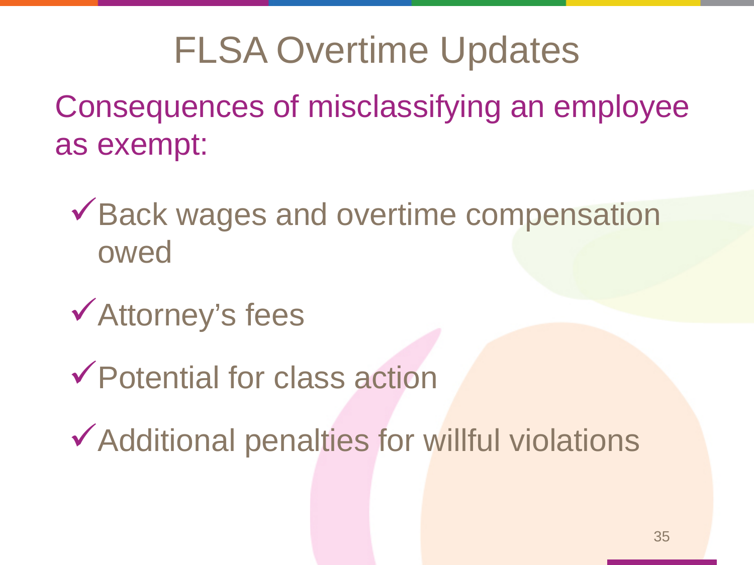# FLSA Overtime Updates

## Consequences of misclassifying an employee as exempt:

- ✓ Back wages and overtime compensation owed
- ✓ Attorney's fees
- ✓ Potential for class action
- ✓ Additional penalties for willful violations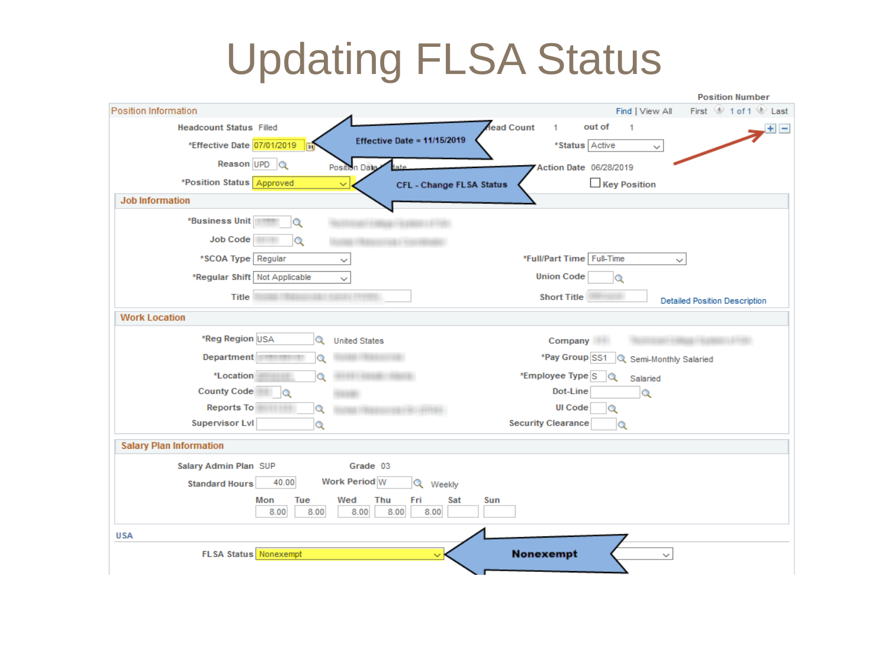# Updating FLSA Status

**Position Information**

Position Number — Find | View All — First 1 of 1 Last

Headcount Status: Filled — Head Count 1 out of 1

*Effective Date: 07/01/2019 — **Effective Date = 11/15/2019**

*Status: Active

Reason: UPD — Position Data ... date

Action Date: 06/28/2019

*Position Status: Approved — **CFL - Change FLSA Status**

Key Position

**Job Information**

*Business Unit

Job Code

*SCOA Type: Regular — *Full/Part Time: Full-Time

*Regular Shift: Not Applicable — Union Code

Title — Short Title — Detailed Position Description

**Work Location**

*Reg Region: USA — United States — Company

Department — *Pay Group: SS1 — Semi-Monthly Salaried

*Location — *Employee Type: S — Salaried

County Code — Dot-Line

Reports To — UI Code

Supervisor Lvl — Security Clearance

**Salary Plan Information**

Salary Admin Plan: SUP — Grade: 03

Standard Hours: 40.00 — Work Period: W — Weekly

| Mon | Tue | Wed | Thu | Fri | Sat | Sun |
|---|---|---|---|---|---|---|
| 8.00 | 8.00 | 8.00 | 8.00 | 8.00 | | |

**USA**

FLSA Status: Nonexempt — **Nonexempt**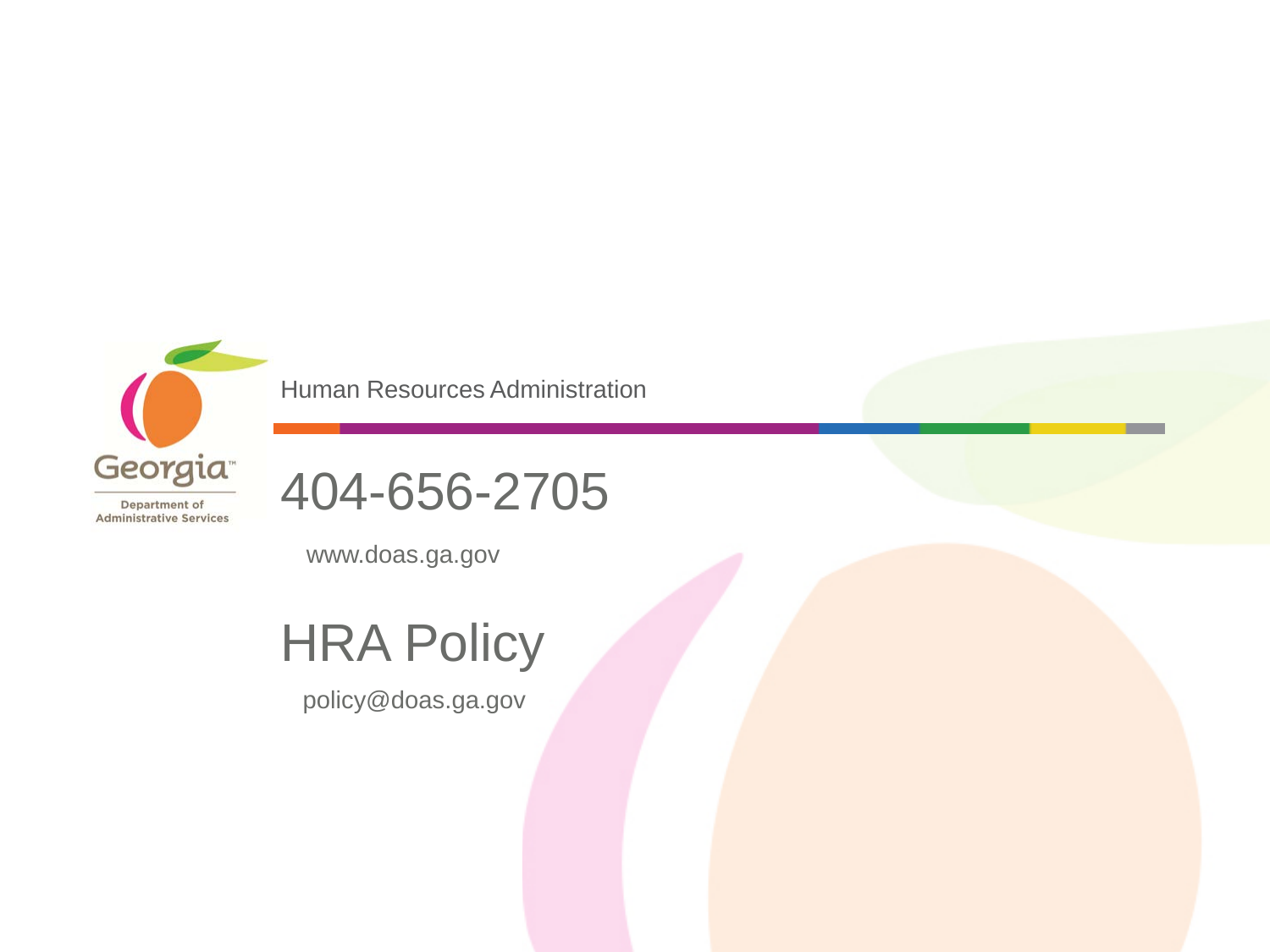Georgia Department of Administrative Services

Human Resources Administration

# 404-656-2705

www.doas.ga.gov

# HRA Policy

policy@doas.ga.gov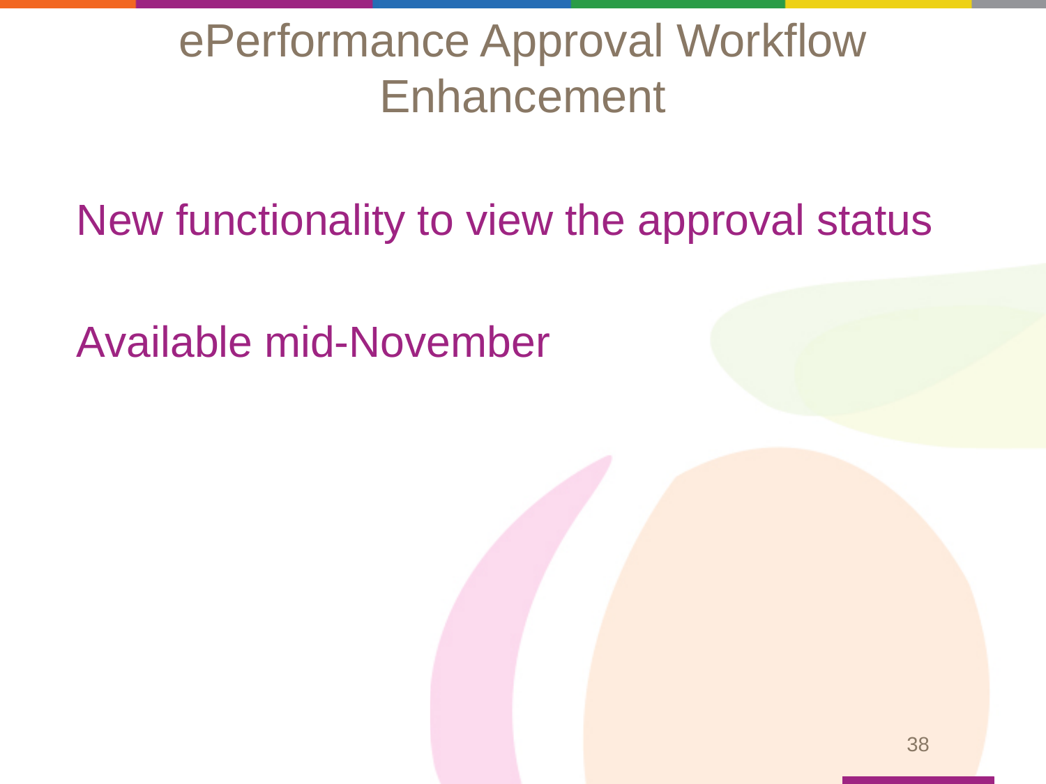# ePerformance Approval Workflow Enhancement

New functionality to view the approval status

Available mid-November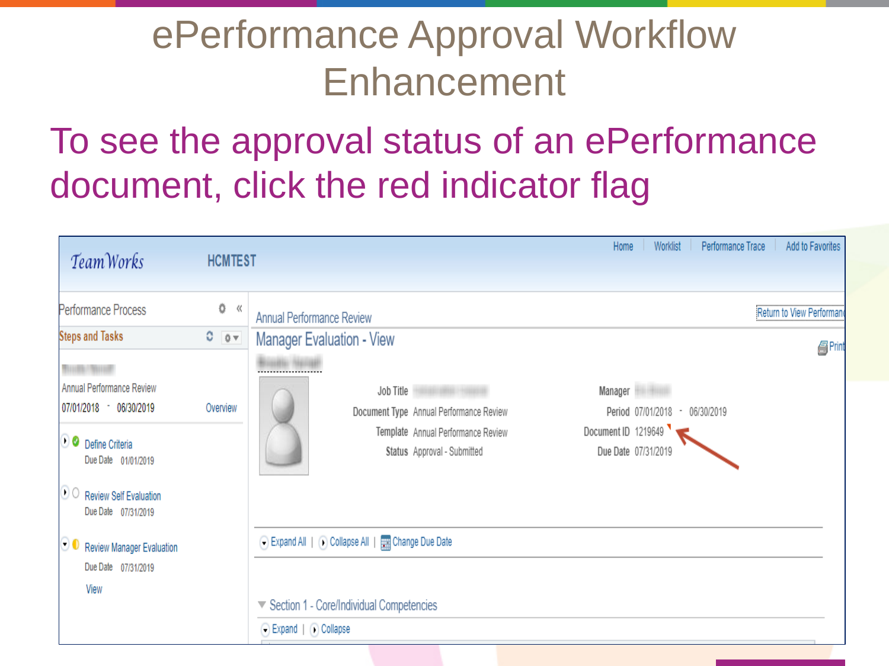# ePerformance Approval Workflow Enhancement

To see the approval status of an ePerformance document, click the red indicator flag

TeamWorks HCMTEST

Home | Worklist | Performance Trace | Add to Favorites

Performance Process

Steps and Tasks

Annual Performance Review

07/01/2018 - 06/30/2019 Overview

Define Criteria
Due Date 01/01/2019

Review Self Evaluation
Due Date 07/31/2019

Review Manager Evaluation
Due Date 07/31/2019
View

Annual Performance Review

Return to View Performance

Manager Evaluation - View

Print

Job Title

Document Type Annual Performance Review

Template Annual Performance Review

Status Approval - Submitted

Manager

Period 07/01/2018 - 06/30/2019

Document ID 1219649

Due Date 07/31/2019

Expand All | Collapse All | Change Due Date

Section 1 - Core/Individual Competencies

Expand | Collapse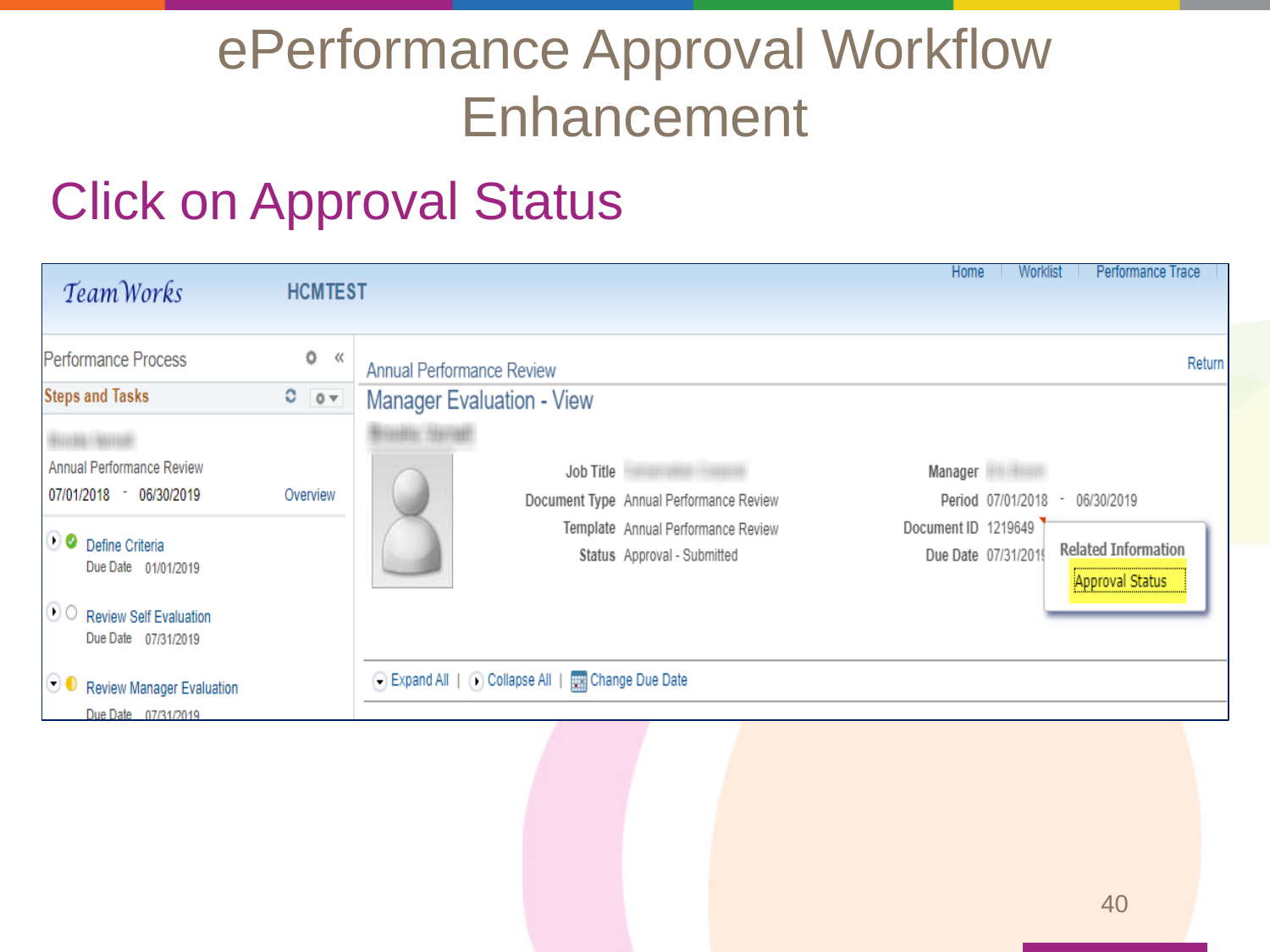# ePerformance Approval Workflow Enhancement

## Click on Approval Status

TeamWorks HCMTEST

Home | Worklist | Performance Trace

Performance Process

Steps and Tasks

Annual Performance Review

07/01/2018 - 06/30/2019 Overview

Define Criteria
Due Date 01/01/2019

Review Self Evaluation
Due Date 07/31/2019

Review Manager Evaluation
Due Date 07/31/2019

Annual Performance Review Return

Manager Evaluation - View

Job Title

Document Type Annual Performance Review

Template Annual Performance Review

Status Approval - Submitted

Manager

Period 07/01/2018 - 06/30/2019

Document ID 1219649

Due Date 07/31/2019

Related Information

Approval Status

Expand All | Collapse All | Change Due Date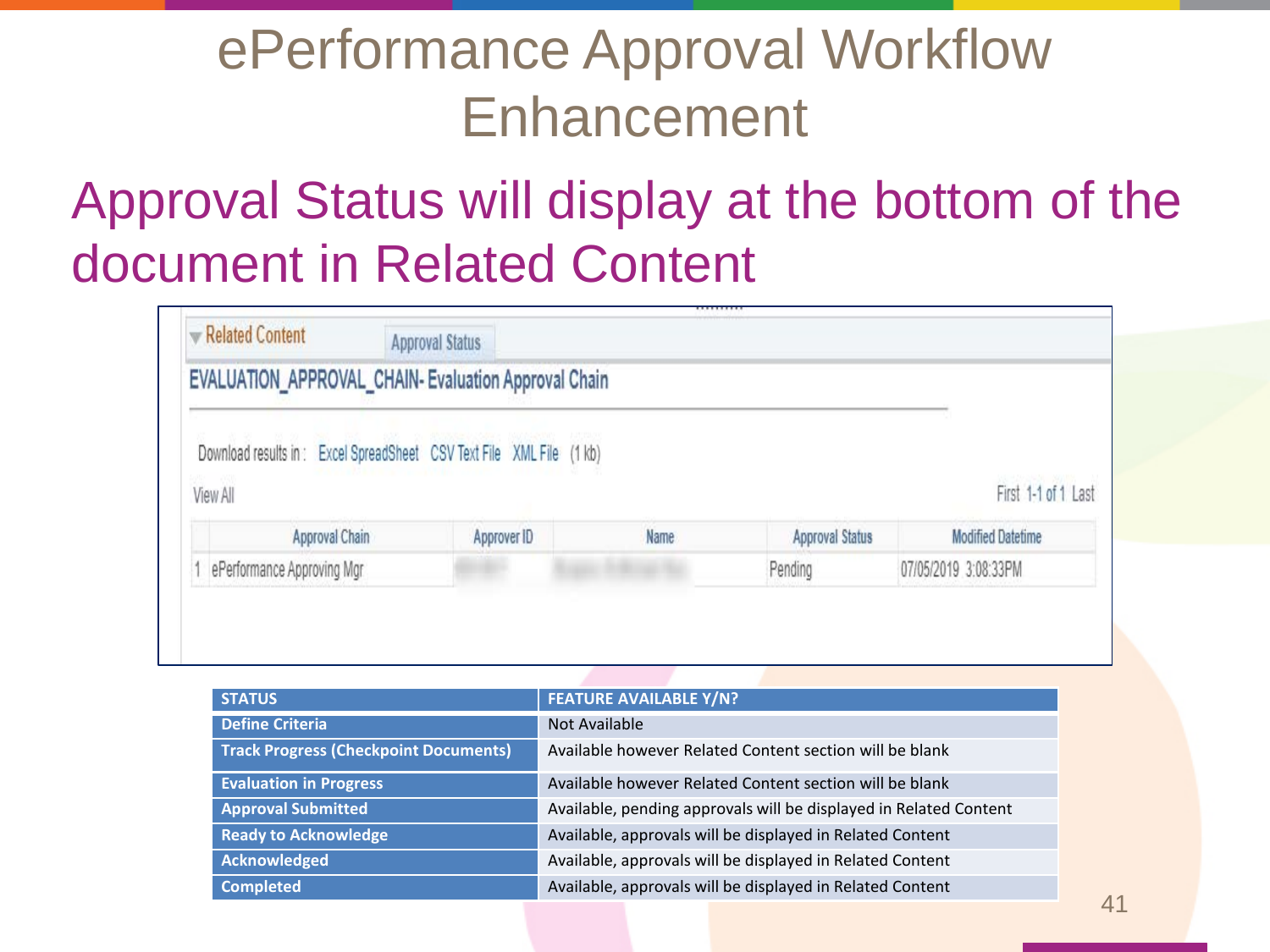# ePerformance Approval Workflow Enhancement

## Approval Status will display at the bottom of the document in Related Content

Related Content | Approval Status

EVALUATION_APPROVAL_CHAIN- Evaluation Approval Chain

Download results in : Excel SpreadSheet CSV Text File XML File (1 kb)

View All | First 1-1 of 1 Last

| | Approval Chain | Approver ID | Name | Approval Status | Modified Datetime |
|---|---|---|---|---|---|
| 1 | ePerformance Approving Mgr | | | Pending | 07/05/2019 3:08:33PM |

| STATUS | FEATURE AVAILABLE Y/N? |
|---|---|
| Define Criteria | Not Available |
| Track Progress (Checkpoint Documents) | Available however Related Content section will be blank |
| Evaluation in Progress | Available however Related Content section will be blank |
| Approval Submitted | Available, pending approvals will be displayed in Related Content |
| Ready to Acknowledge | Available, approvals will be displayed in Related Content |
| Acknowledged | Available, approvals will be displayed in Related Content |
| Completed | Available, approvals will be displayed in Related Content |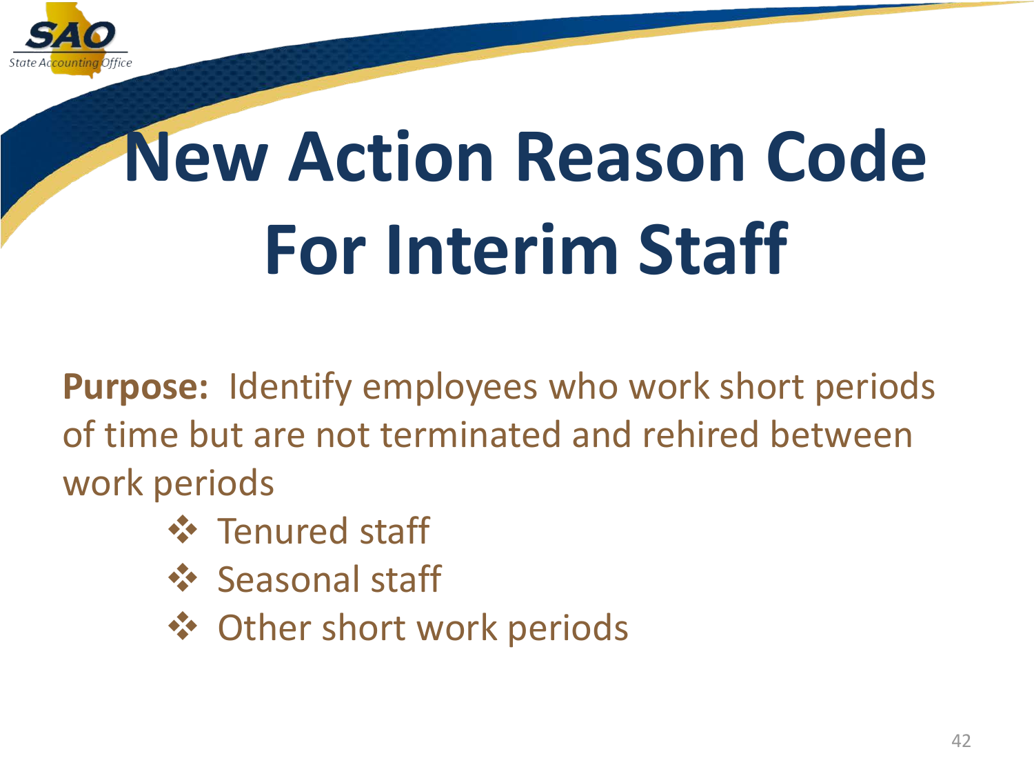# New Action Reason Code For Interim Staff

**Purpose:** Identify employees who work short periods of time but are not terminated and rehired between work periods

- Tenured staff
- Seasonal staff
- Other short work periods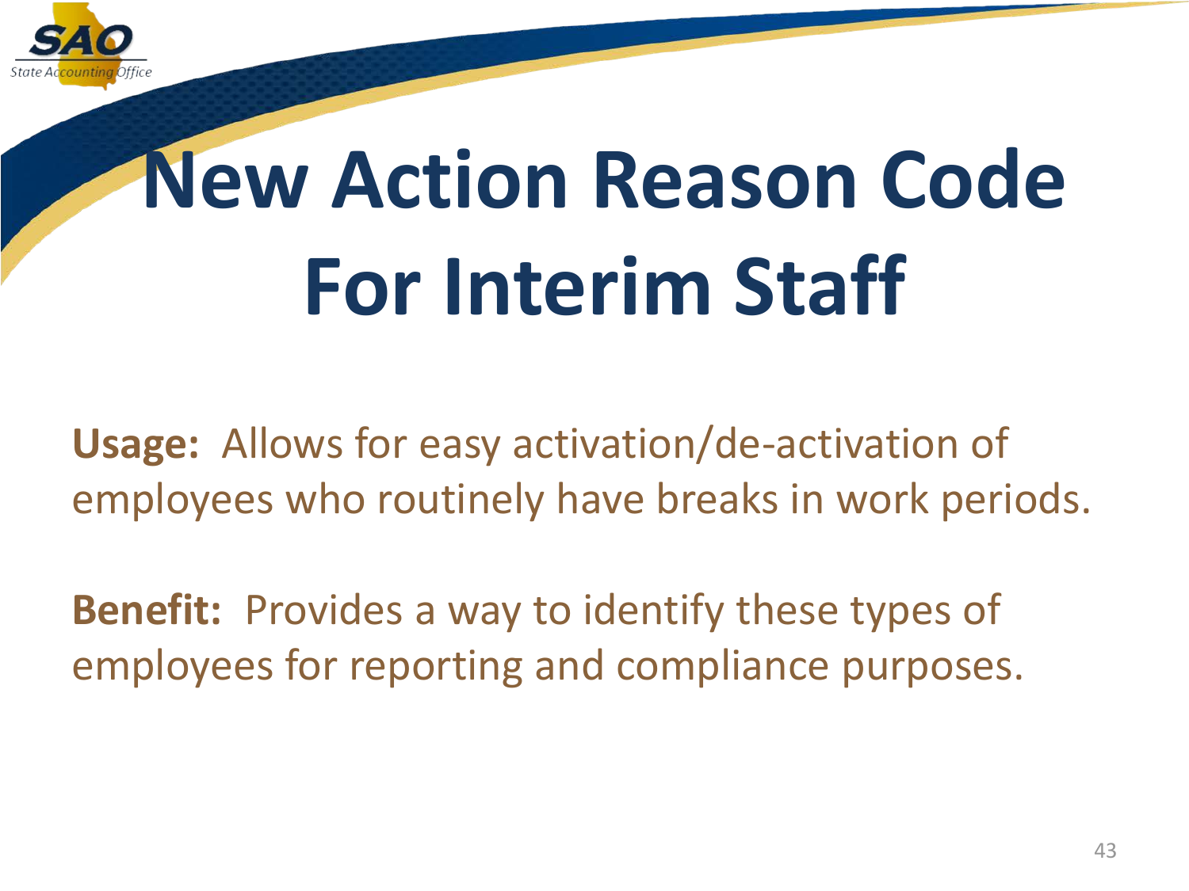# New Action Reason Code For Interim Staff

**Usage:** Allows for easy activation/de-activation of employees who routinely have breaks in work periods.

**Benefit:** Provides a way to identify these types of employees for reporting and compliance purposes.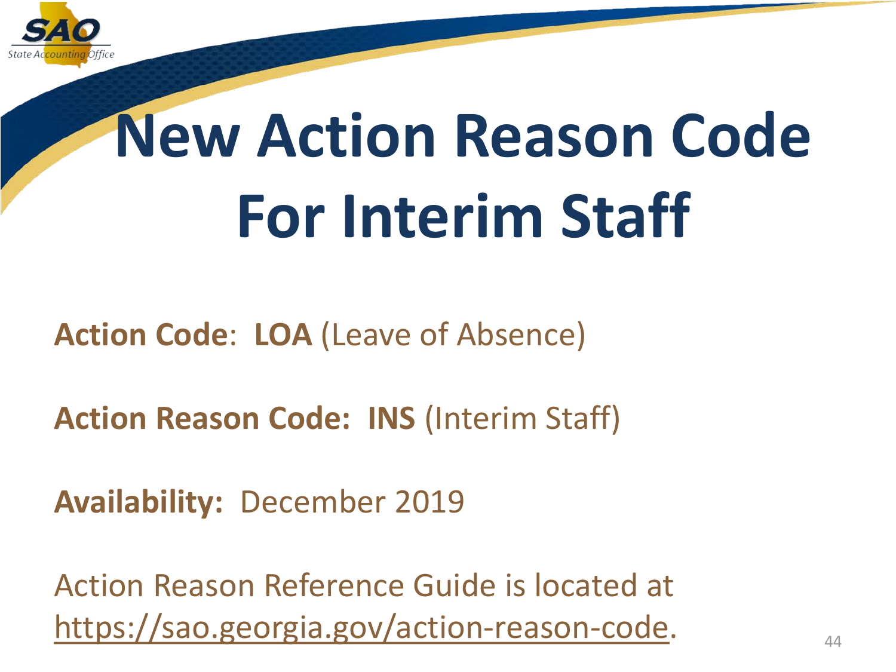# New Action Reason Code For Interim Staff

**Action Code**: **LOA** (Leave of Absence)

**Action Reason Code:** **INS** (Interim Staff)

**Availability:** December 2019

Action Reason Reference Guide is located at https://sao.georgia.gov/action-reason-code.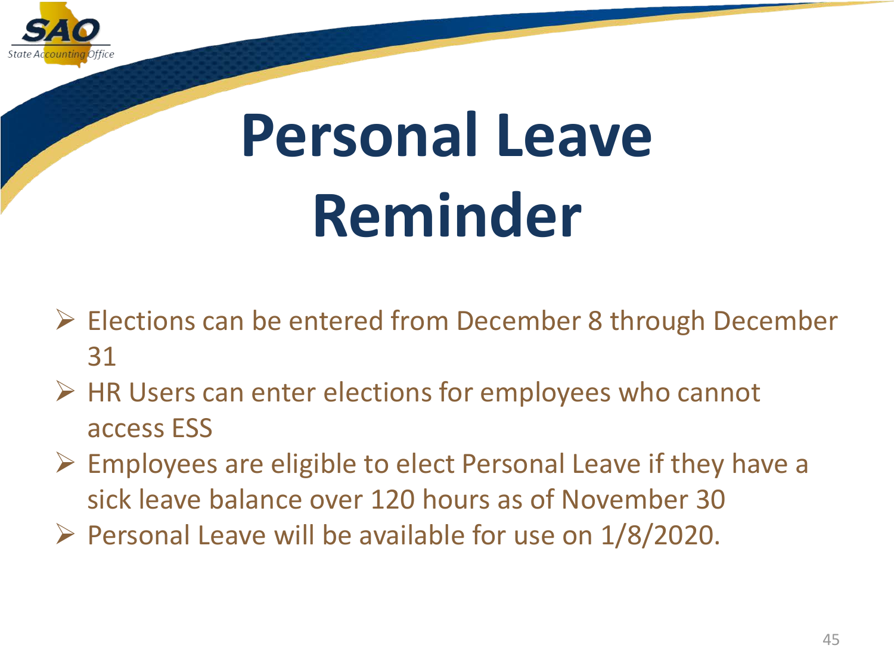# Personal Leave Reminder

- Elections can be entered from December 8 through December 31
- HR Users can enter elections for employees who cannot access ESS
- Employees are eligible to elect Personal Leave if they have a sick leave balance over 120 hours as of November 30
- Personal Leave will be available for use on 1/8/2020.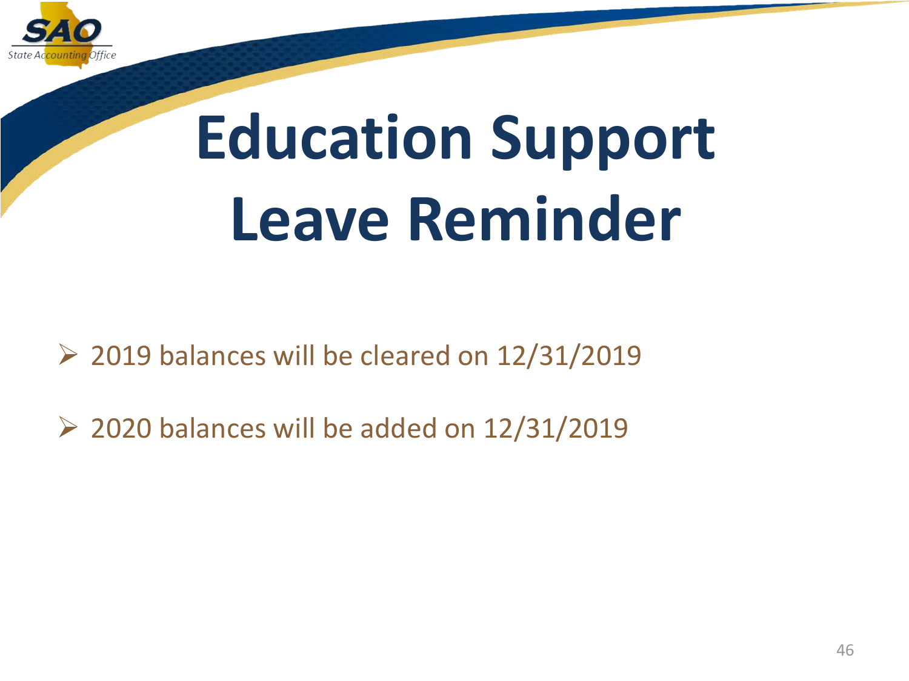# Education Support Leave Reminder

- 2019 balances will be cleared on 12/31/2019
- 2020 balances will be added on 12/31/2019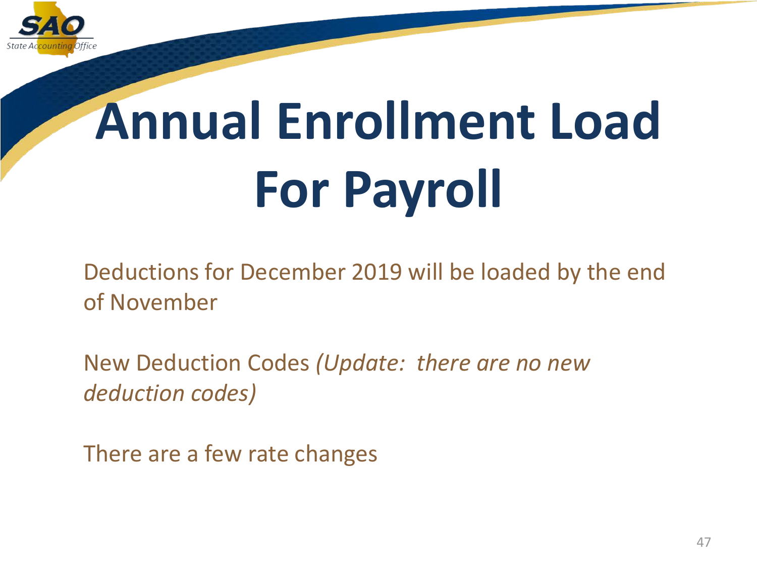# Annual Enrollment Load For Payroll

Deductions for December 2019 will be loaded by the end of November

New Deduction Codes *(Update: there are no new deduction codes)*

There are a few rate changes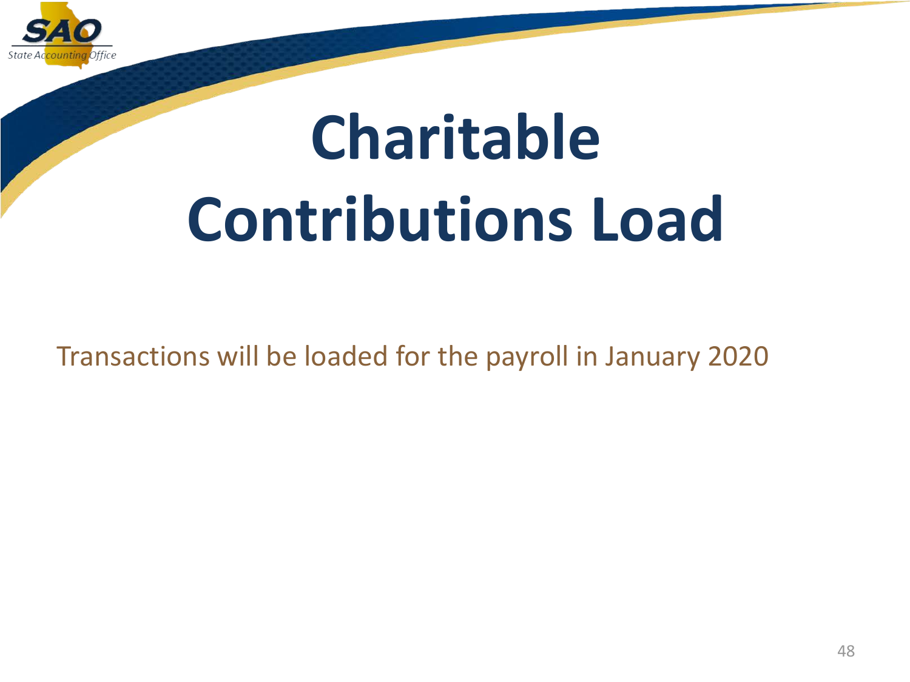# Charitable Contributions Load

Transactions will be loaded for the payroll in January 2020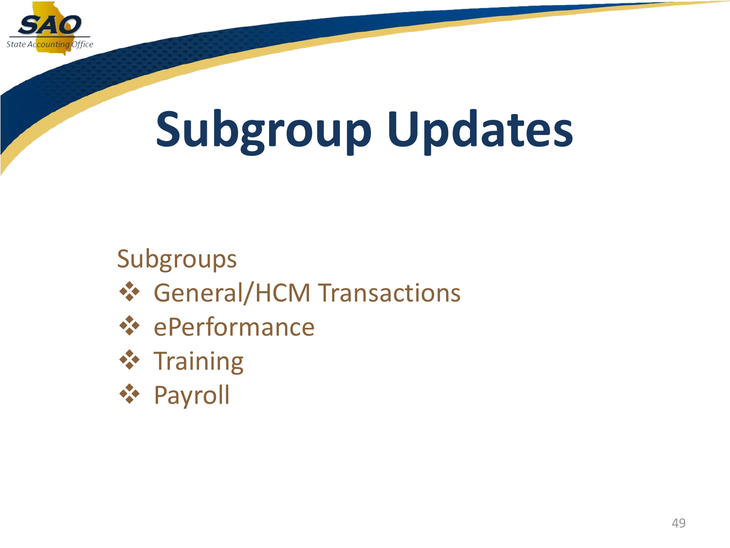# Subgroup Updates

Subgroups

- General/HCM Transactions
- ePerformance
- Training
- Payroll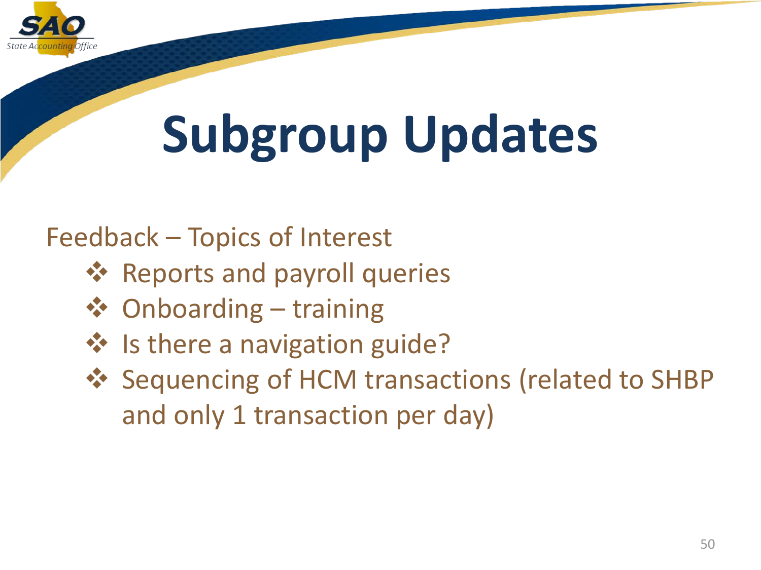# Subgroup Updates

Feedback – Topics of Interest

- Reports and payroll queries
- Onboarding – training
- Is there a navigation guide?
- Sequencing of HCM transactions (related to SHBP and only 1 transaction per day)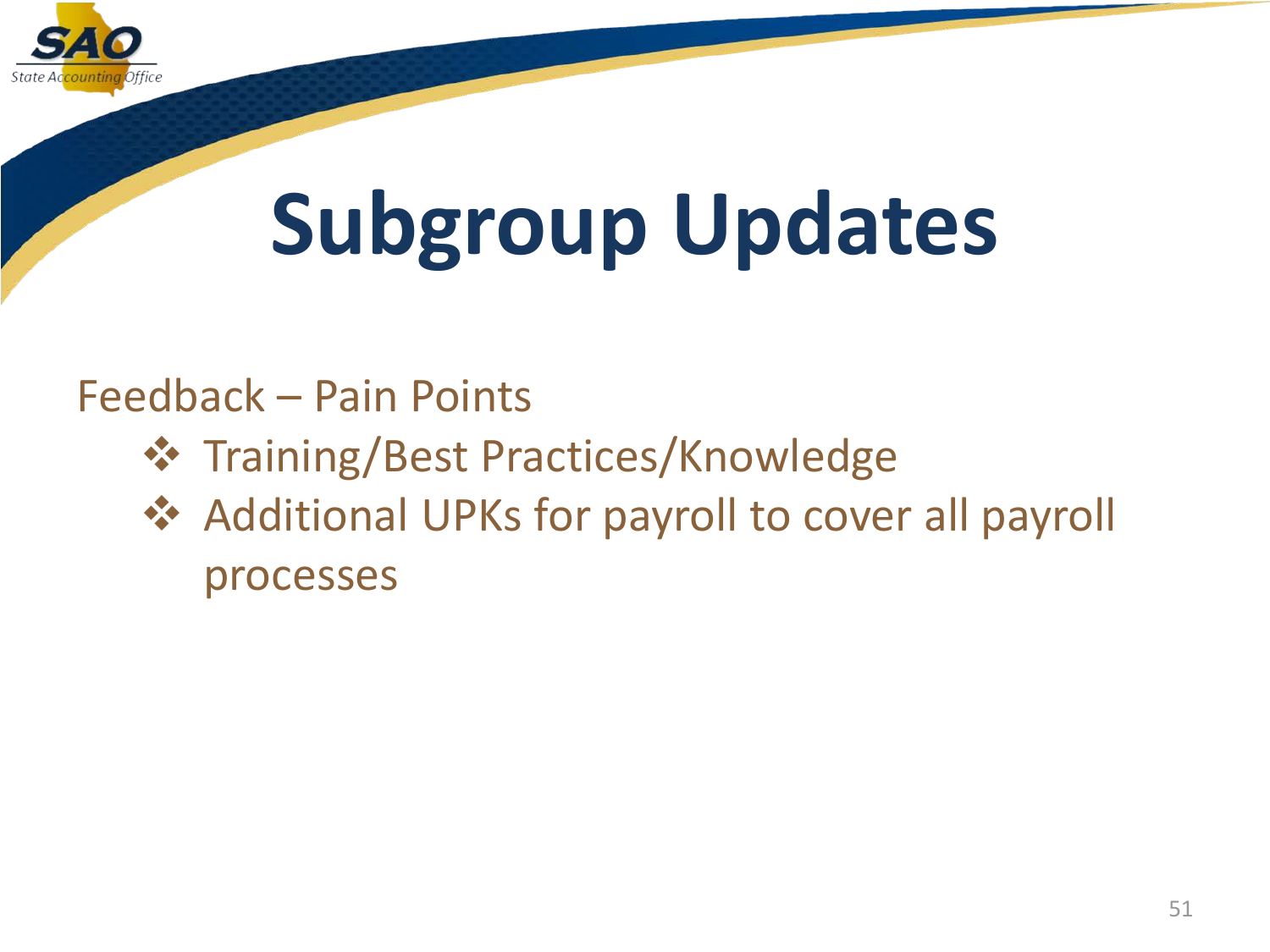# Subgroup Updates

Feedback – Pain Points

- Training/Best Practices/Knowledge
- Additional UPKs for payroll to cover all payroll processes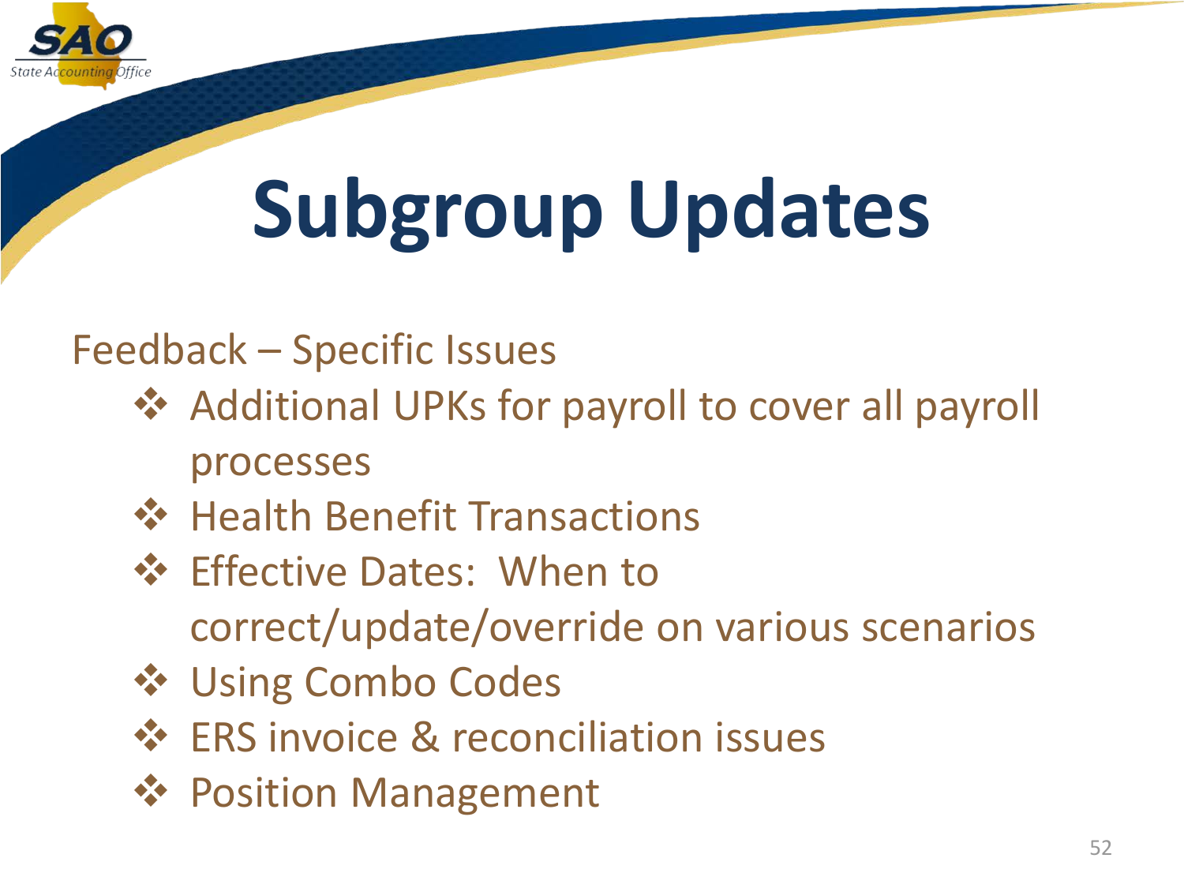# Subgroup Updates

Feedback – Specific Issues

- Additional UPKs for payroll to cover all payroll processes
- Health Benefit Transactions
- Effective Dates: When to correct/update/override on various scenarios
- Using Combo Codes
- ERS invoice & reconciliation issues
- Position Management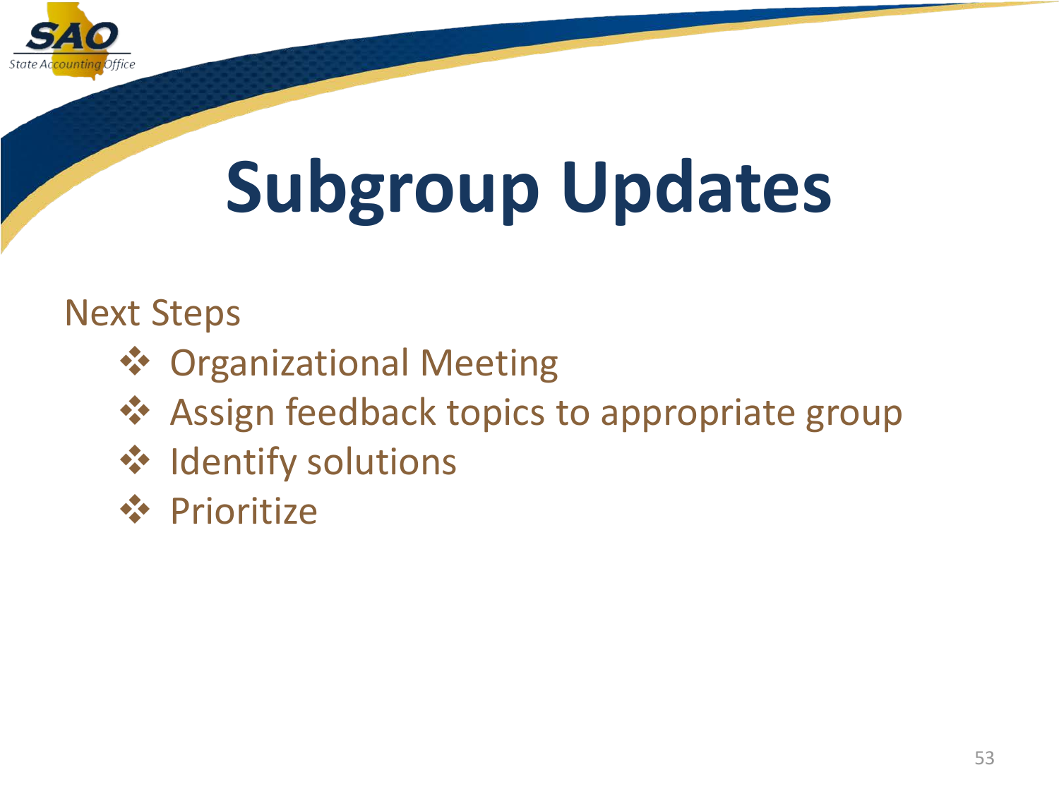# Subgroup Updates

Next Steps

- Organizational Meeting
- Assign feedback topics to appropriate group
- Identify solutions
- Prioritize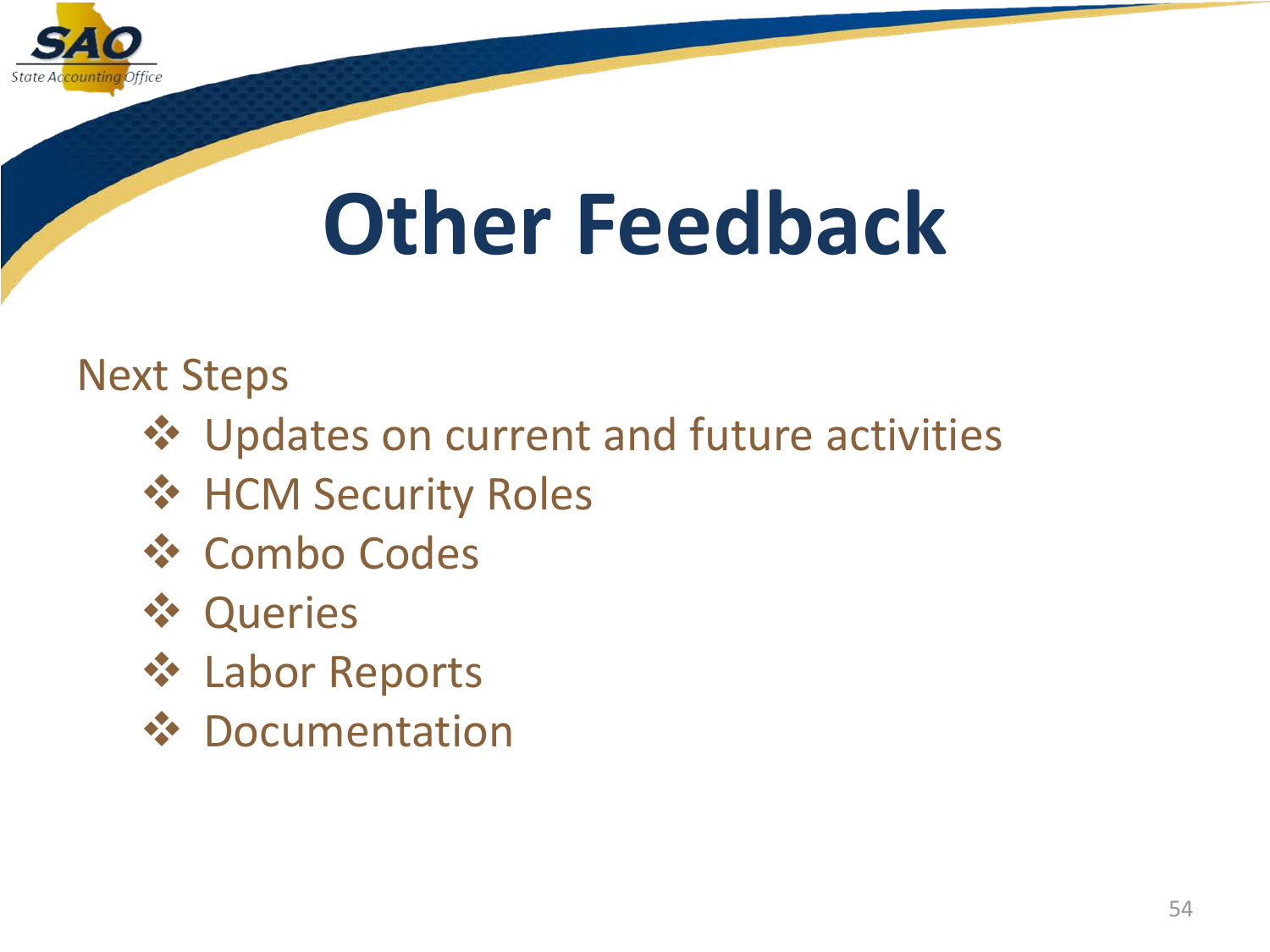# Other Feedback

Next Steps

- Updates on current and future activities
- HCM Security Roles
- Combo Codes
- Queries
- Labor Reports
- Documentation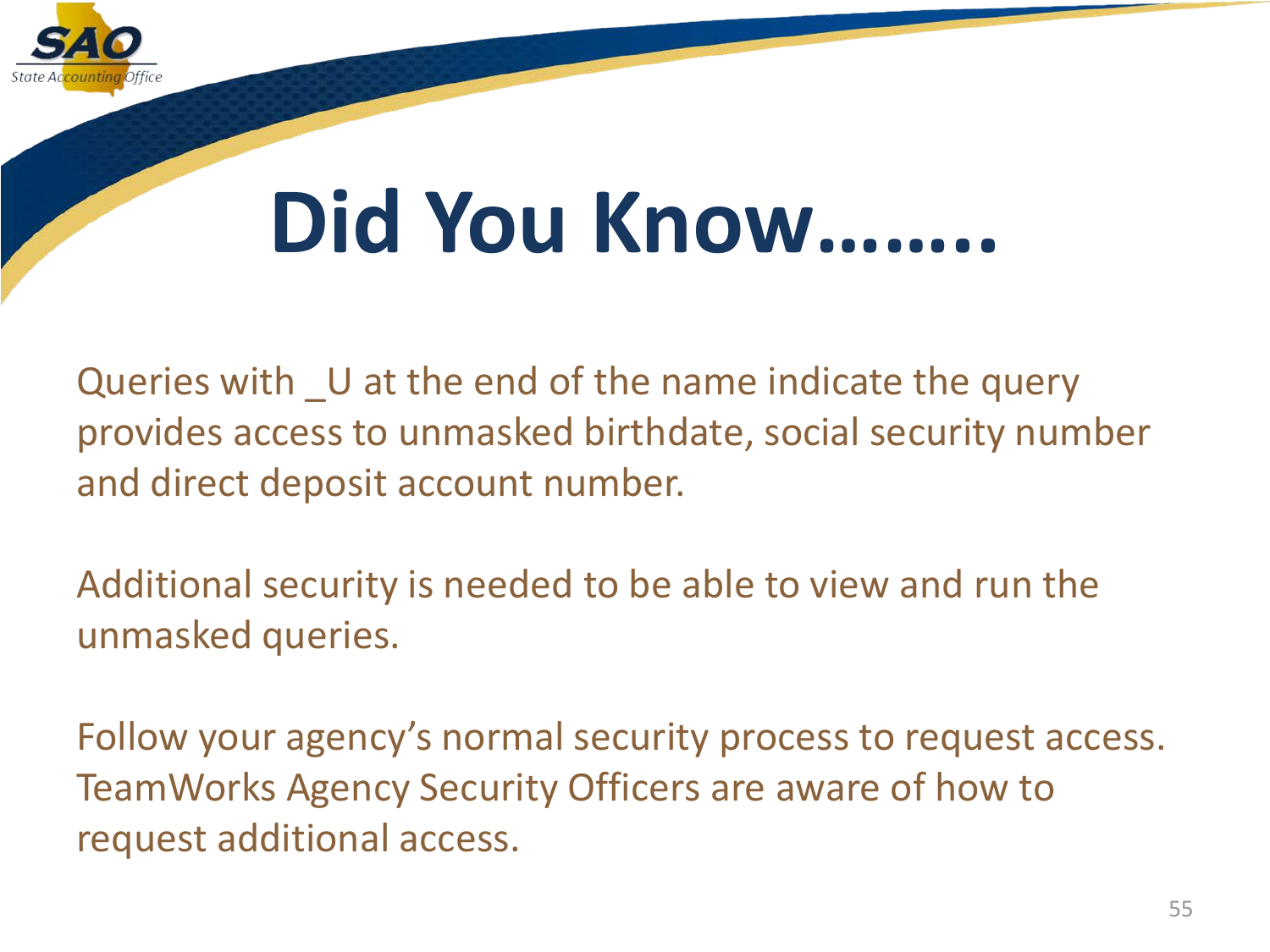# Did You Know……..

Queries with _U at the end of the name indicate the query provides access to unmasked birthdate, social security number and direct deposit account number.

Additional security is needed to be able to view and run the unmasked queries.

Follow your agency's normal security process to request access. TeamWorks Agency Security Officers are aware of how to request additional access.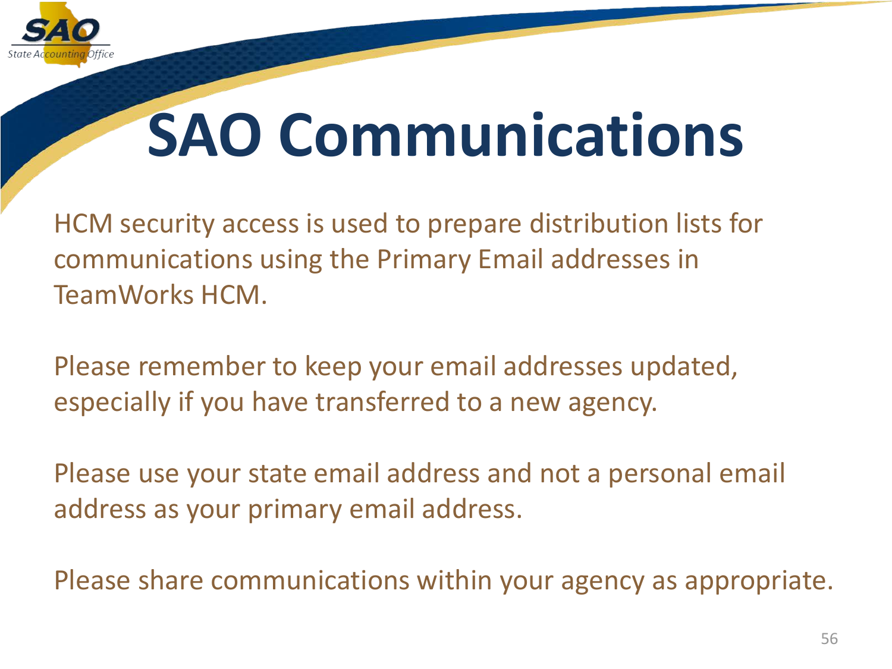# SAO Communications

HCM security access is used to prepare distribution lists for communications using the Primary Email addresses in TeamWorks HCM.

Please remember to keep your email addresses updated, especially if you have transferred to a new agency.

Please use your state email address and not a personal email address as your primary email address.

Please share communications within your agency as appropriate.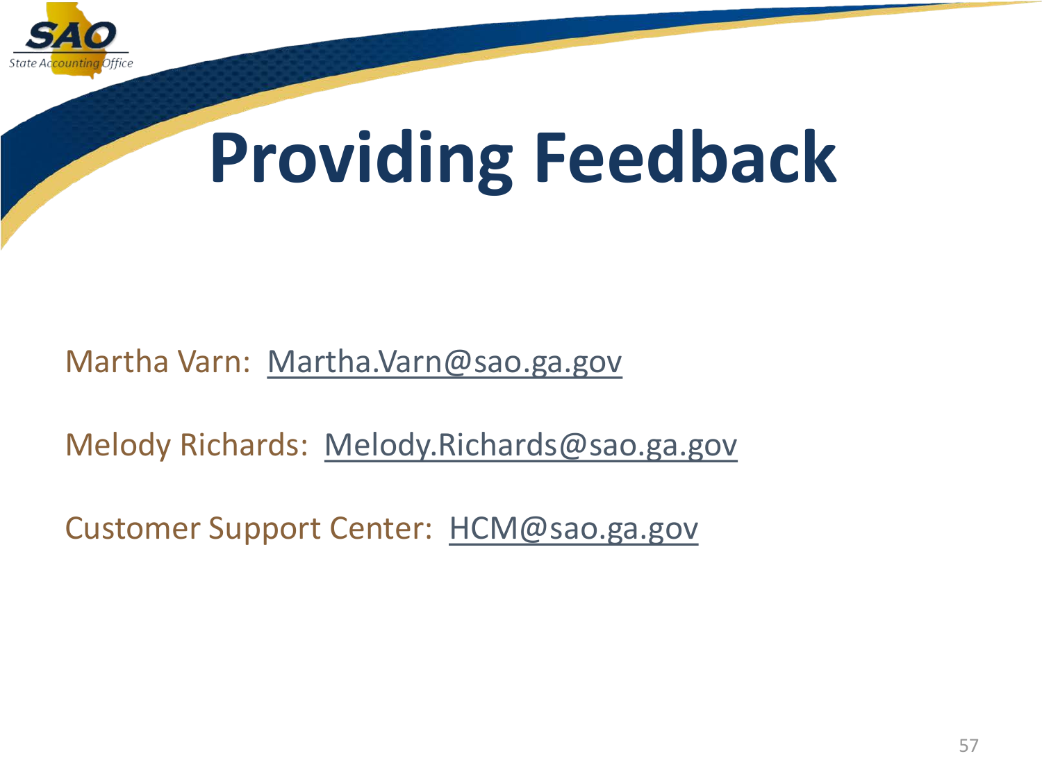# Providing Feedback

Martha Varn: Martha.Varn@sao.ga.gov

Melody Richards: Melody.Richards@sao.ga.gov

Customer Support Center: HCM@sao.ga.gov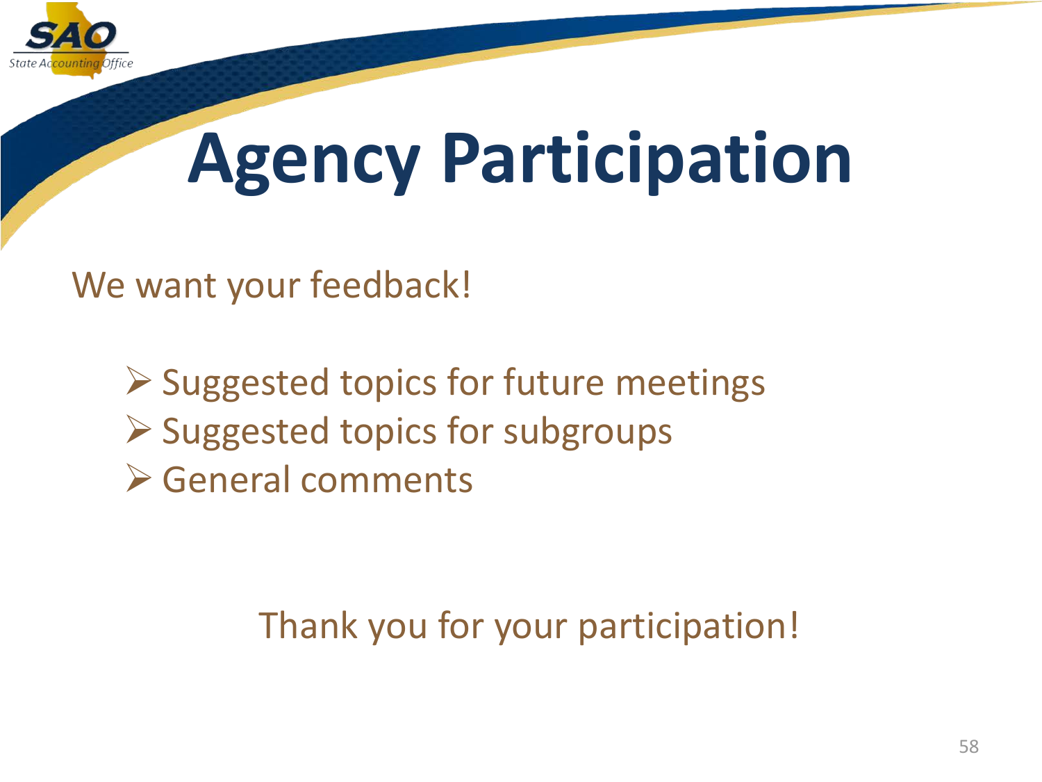# Agency Participation

We want your feedback!

- Suggested topics for future meetings
- Suggested topics for subgroups
- General comments

Thank you for your participation!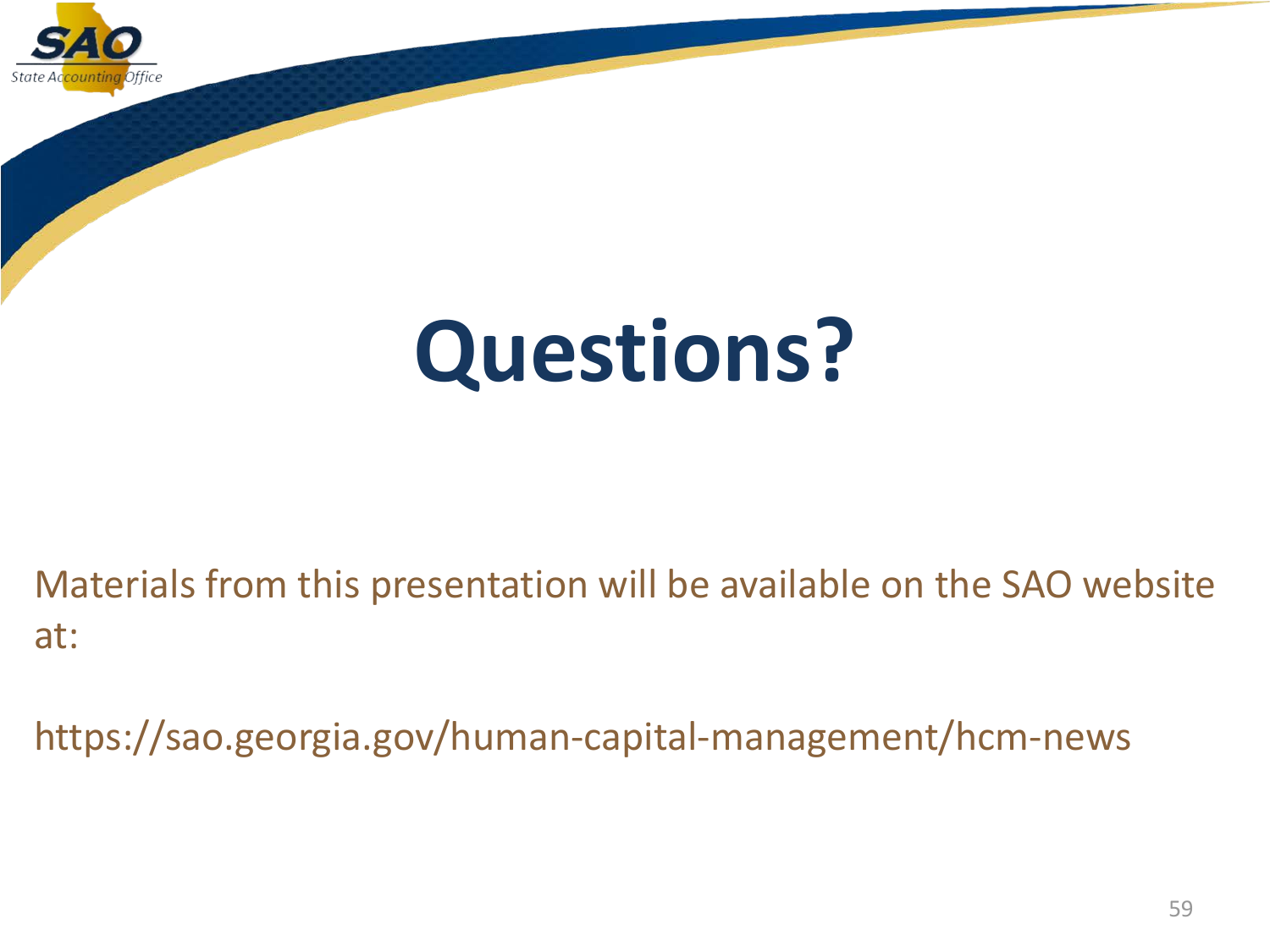# Questions?

Materials from this presentation will be available on the SAO website at:

https://sao.georgia.gov/human-capital-management/hcm-news